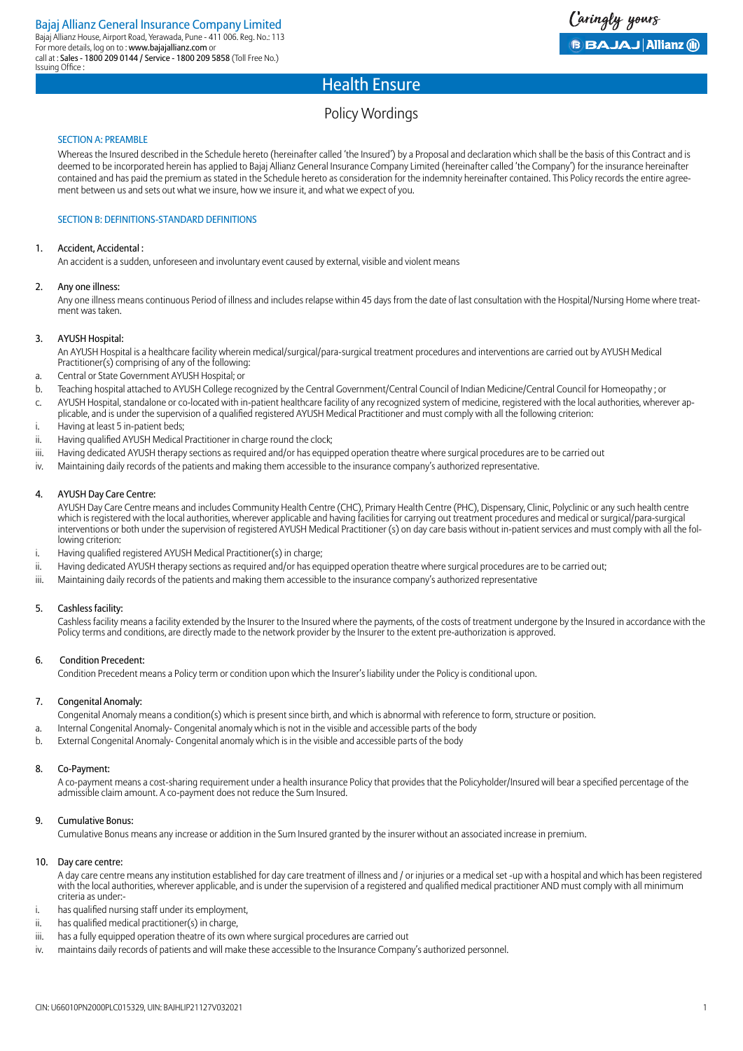Bajaj Allianz General Insurance Company Limited
Bajaj Allianz House, Airport Road, Yerawada, Pune - 411 006. Reg. No.: 113
For more details, log on to : www.bajajallianz.com or
call at : Sales - 1800 209 0144 / Service - 1800 209 5858 (Toll Free No.)
Issuing Office :

Caringly yours
BAJAJ | Allianz

# Health Ensure

## Policy Wordings

### SECTION A: PREAMBLE

Whereas the Insured described in the Schedule hereto (hereinafter called 'the Insured') by a Proposal and declaration which shall be the basis of this Contract and is deemed to be incorporated herein has applied to Bajaj Allianz General Insurance Company Limited (hereinafter called 'the Company') for the insurance hereinafter contained and has paid the premium as stated in the Schedule hereto as consideration for the indemnity hereinafter contained. This Policy records the entire agreement between us and sets out what we insure, how we insure it, and what we expect of you.

### SECTION B: DEFINITIONS-STANDARD DEFINITIONS

1. Accident, Accidental :

   An accident is a sudden, unforeseen and involuntary event caused by external, visible and violent means

2. Any one illness:

   Any one illness means continuous Period of illness and includes relapse within 45 days from the date of last consultation with the Hospital/Nursing Home where treatment was taken.

3. AYUSH Hospital:

   An AYUSH Hospital is a healthcare facility wherein medical/surgical/para-surgical treatment procedures and interventions are carried out by AYUSH Medical Practitioner(s) comprising of any of the following:

   a. Central or State Government AYUSH Hospital; or
   b. Teaching hospital attached to AYUSH College recognized by the Central Government/Central Council of Indian Medicine/Central Council for Homeopathy ; or
   c. AYUSH Hospital, standalone or co-located with in-patient healthcare facility of any recognized system of medicine, registered with the local authorities, wherever applicable, and is under the supervision of a qualified registered AYUSH Medical Practitioner and must comply with all the following criterion:

   i. Having at least 5 in-patient beds;
   ii. Having qualified AYUSH Medical Practitioner in charge round the clock;
   iii. Having dedicated AYUSH therapy sections as required and/or has equipped operation theatre where surgical procedures are to be carried out
   iv. Maintaining daily records of the patients and making them accessible to the insurance company's authorized representative.

4. AYUSH Day Care Centre:

   AYUSH Day Care Centre means and includes Community Health Centre (CHC), Primary Health Centre (PHC), Dispensary, Clinic, Polyclinic or any such health centre which is registered with the local authorities, wherever applicable and having facilities for carrying out treatment procedures and medical or surgical/para-surgical interventions or both under the supervision of registered AYUSH Medical Practitioner (s) on day care basis without in-patient services and must comply with all the following criterion:

   i. Having qualified registered AYUSH Medical Practitioner(s) in charge;
   ii. Having dedicated AYUSH therapy sections as required and/or has equipped operation theatre where surgical procedures are to be carried out;
   iii. Maintaining daily records of the patients and making them accessible to the insurance company's authorized representative

5. Cashless facility:

   Cashless facility means a facility extended by the Insurer to the Insured where the payments, of the costs of treatment undergone by the Insured in accordance with the Policy terms and conditions, are directly made to the network provider by the Insurer to the extent pre-authorization is approved.

6. Condition Precedent:

   Condition Precedent means a Policy term or condition upon which the Insurer's liability under the Policy is conditional upon.

7. Congenital Anomaly:

   Congenital Anomaly means a condition(s) which is present since birth, and which is abnormal with reference to form, structure or position.

   a. Internal Congenital Anomaly- Congenital anomaly which is not in the visible and accessible parts of the body
   b. External Congenital Anomaly- Congenital anomaly which is in the visible and accessible parts of the body

8. Co-Payment:

   A co-payment means a cost-sharing requirement under a health insurance Policy that provides that the Policyholder/Insured will bear a specified percentage of the admissible claim amount. A co-payment does not reduce the Sum Insured.

9. Cumulative Bonus:

   Cumulative Bonus means any increase or addition in the Sum Insured granted by the insurer without an associated increase in premium.

10. Day care centre:

    A day care centre means any institution established for day care treatment of illness and / or injuries or a medical set -up with a hospital and which has been registered with the local authorities, wherever applicable, and is under the supervision of a registered and qualified medical practitioner AND must comply with all minimum criteria as under:-

    i. has qualified nursing staff under its employment,
    ii. has qualified medical practitioner(s) in charge,
    iii. has a fully equipped operation theatre of its own where surgical procedures are carried out
    iv. maintains daily records of patients and will make these accessible to the Insurance Company's authorized personnel.

CIN: U66010PN2000PLC015329, UIN: BAJHLIP21127V032021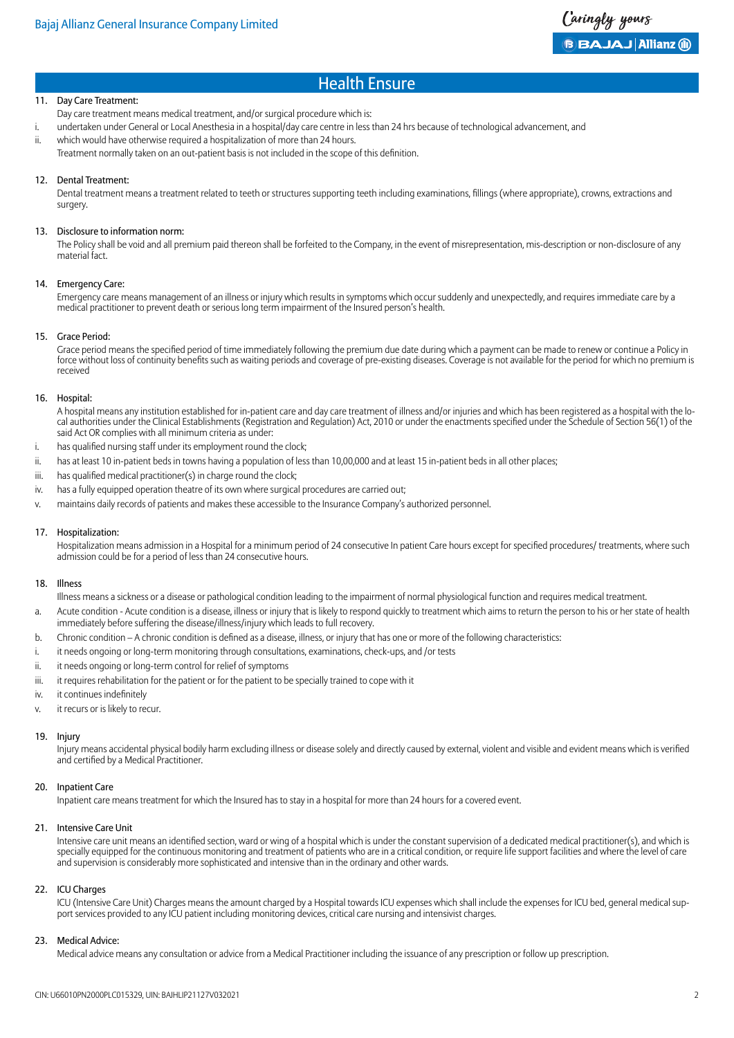## Health Ensure

11. Day Care Treatment:

    Day care treatment means medical treatment, and/or surgical procedure which is:

    i. undertaken under General or Local Anesthesia in a hospital/day care centre in less than 24 hrs because of technological advancement, and

    ii. which would have otherwise required a hospitalization of more than 24 hours.

    Treatment normally taken on an out-patient basis is not included in the scope of this definition.

12. Dental Treatment:

    Dental treatment means a treatment related to teeth or structures supporting teeth including examinations, fillings (where appropriate), crowns, extractions and surgery.

13. Disclosure to information norm:

    The Policy shall be void and all premium paid thereon shall be forfeited to the Company, in the event of misrepresentation, mis-description or non-disclosure of any material fact.

14. Emergency Care:

    Emergency care means management of an illness or injury which results in symptoms which occur suddenly and unexpectedly, and requires immediate care by a medical practitioner to prevent death or serious long term impairment of the Insured person's health.

15. Grace Period:

    Grace period means the specified period of time immediately following the premium due date during which a payment can be made to renew or continue a Policy in force without loss of continuity benefits such as waiting periods and coverage of pre-existing diseases. Coverage is not available for the period for which no premium is received

16. Hospital:

    A hospital means any institution established for in-patient care and day care treatment of illness and/or injuries and which has been registered as a hospital with the local authorities under the Clinical Establishments (Registration and Regulation) Act, 2010 or under the enactments specified under the Schedule of Section 56(1) of the said Act OR complies with all minimum criteria as under:

    i. has qualified nursing staff under its employment round the clock;

    ii. has at least 10 in-patient beds in towns having a population of less than 10,00,000 and at least 15 in-patient beds in all other places;

    iii. has qualified medical practitioner(s) in charge round the clock;

    iv. has a fully equipped operation theatre of its own where surgical procedures are carried out;

    v. maintains daily records of patients and makes these accessible to the Insurance Company's authorized personnel.

17. Hospitalization:

    Hospitalization means admission in a Hospital for a minimum period of 24 consecutive In patient Care hours except for specified procedures/ treatments, where such admission could be for a period of less than 24 consecutive hours.

18. Illness

    Illness means a sickness or a disease or pathological condition leading to the impairment of normal physiological function and requires medical treatment.

    a. Acute condition - Acute condition is a disease, illness or injury that is likely to respond quickly to treatment which aims to return the person to his or her state of health immediately before suffering the disease/illness/injury which leads to full recovery.

    b. Chronic condition – A chronic condition is defined as a disease, illness, or injury that has one or more of the following characteristics:

    i. it needs ongoing or long-term monitoring through consultations, examinations, check-ups, and /or tests

    ii. it needs ongoing or long-term control for relief of symptoms

    iii. it requires rehabilitation for the patient or for the patient to be specially trained to cope with it

    iv. it continues indefinitely

    v. it recurs or is likely to recur.

19. Injury

    Injury means accidental physical bodily harm excluding illness or disease solely and directly caused by external, violent and visible and evident means which is verified and certified by a Medical Practitioner.

20. Inpatient Care

    Inpatient care means treatment for which the Insured has to stay in a hospital for more than 24 hours for a covered event.

21. Intensive Care Unit

    Intensive care unit means an identified section, ward or wing of a hospital which is under the constant supervision of a dedicated medical practitioner(s), and which is specially equipped for the continuous monitoring and treatment of patients who are in a critical condition, or require life support facilities and where the level of care and supervision is considerably more sophisticated and intensive than in the ordinary and other wards.

22. ICU Charges

    ICU (Intensive Care Unit) Charges means the amount charged by a Hospital towards ICU expenses which shall include the expenses for ICU bed, general medical support services provided to any ICU patient including monitoring devices, critical care nursing and intensivist charges.

23. Medical Advice:

    Medical advice means any consultation or advice from a Medical Practitioner including the issuance of any prescription or follow up prescription.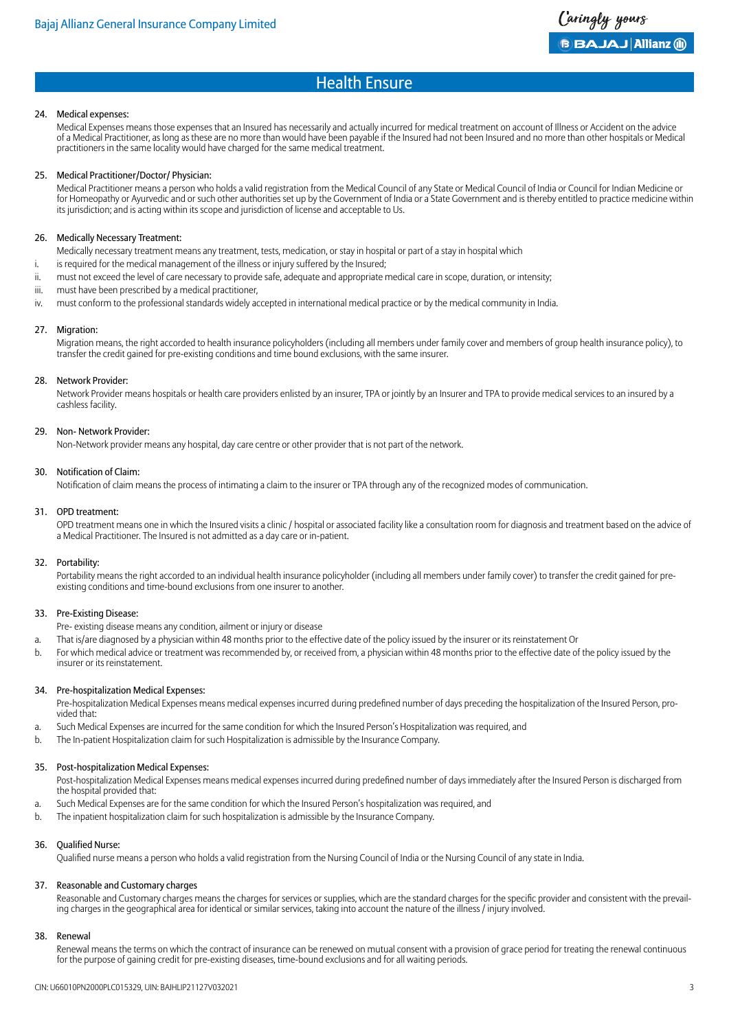## Health Ensure

24. Medical expenses:

    Medical Expenses means those expenses that an Insured has necessarily and actually incurred for medical treatment on account of Illness or Accident on the advice of a Medical Practitioner, as long as these are no more than would have been payable if the Insured had not been Insured and no more than other hospitals or Medical practitioners in the same locality would have charged for the same medical treatment.

25. Medical Practitioner/Doctor/ Physician:

    Medical Practitioner means a person who holds a valid registration from the Medical Council of any State or Medical Council of India or Council for Indian Medicine or for Homeopathy or Ayurvedic and or such other authorities set up by the Government of India or a State Government and is thereby entitled to practice medicine within its jurisdiction; and is acting within its scope and jurisdiction of license and acceptable to Us.

26. Medically Necessary Treatment:

    Medically necessary treatment means any treatment, tests, medication, or stay in hospital or part of a stay in hospital which

    i. is required for the medical management of the illness or injury suffered by the Insured;
    ii. must not exceed the level of care necessary to provide safe, adequate and appropriate medical care in scope, duration, or intensity;
    iii. must have been prescribed by a medical practitioner,
    iv. must conform to the professional standards widely accepted in international medical practice or by the medical community in India.

27. Migration:

    Migration means, the right accorded to health insurance policyholders (including all members under family cover and members of group health insurance policy), to transfer the credit gained for pre-existing conditions and time bound exclusions, with the same insurer.

28. Network Provider:

    Network Provider means hospitals or health care providers enlisted by an insurer, TPA or jointly by an Insurer and TPA to provide medical services to an insured by a cashless facility.

29. Non- Network Provider:

    Non-Network provider means any hospital, day care centre or other provider that is not part of the network.

30. Notification of Claim:

    Notification of claim means the process of intimating a claim to the insurer or TPA through any of the recognized modes of communication.

31. OPD treatment:

    OPD treatment means one in which the Insured visits a clinic / hospital or associated facility like a consultation room for diagnosis and treatment based on the advice of a Medical Practitioner. The Insured is not admitted as a day care or in-patient.

32. Portability:

    Portability means the right accorded to an individual health insurance policyholder (including all members under family cover) to transfer the credit gained for pre-existing conditions and time-bound exclusions from one insurer to another.

33. Pre-Existing Disease:

    Pre- existing disease means any condition, ailment or injury or disease

    a. That is/are diagnosed by a physician within 48 months prior to the effective date of the policy issued by the insurer or its reinstatement Or
    b. For which medical advice or treatment was recommended by, or received from, a physician within 48 months prior to the effective date of the policy issued by the insurer or its reinstatement.

34. Pre-hospitalization Medical Expenses:

    Pre-hospitalization Medical Expenses means medical expenses incurred during predefined number of days preceding the hospitalization of the Insured Person, provided that:

    a. Such Medical Expenses are incurred for the same condition for which the Insured Person's Hospitalization was required, and
    b. The In-patient Hospitalization claim for such Hospitalization is admissible by the Insurance Company.

35. Post-hospitalization Medical Expenses:

    Post-hospitalization Medical Expenses means medical expenses incurred during predefined number of days immediately after the Insured Person is discharged from the hospital provided that:

    a. Such Medical Expenses are for the same condition for which the Insured Person's hospitalization was required, and
    b. The inpatient hospitalization claim for such hospitalization is admissible by the Insurance Company.

36. Qualified Nurse:

    Qualified nurse means a person who holds a valid registration from the Nursing Council of India or the Nursing Council of any state in India.

37. Reasonable and Customary charges

    Reasonable and Customary charges means the charges for services or supplies, which are the standard charges for the specific provider and consistent with the prevailing charges in the geographical area for identical or similar services, taking into account the nature of the illness / injury involved.

38. Renewal

    Renewal means the terms on which the contract of insurance can be renewed on mutual consent with a provision of grace period for treating the renewal continuous for the purpose of gaining credit for pre-existing diseases, time-bound exclusions and for all waiting periods.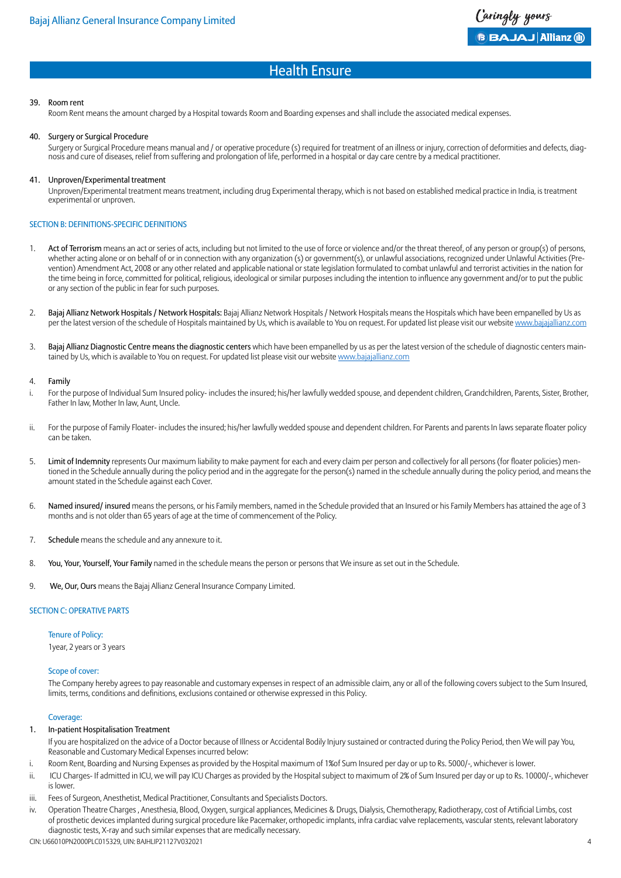39. Room rent

    Room Rent means the amount charged by a Hospital towards Room and Boarding expenses and shall include the associated medical expenses.

40. Surgery or Surgical Procedure

    Surgery or Surgical Procedure means manual and / or operative procedure (s) required for treatment of an illness or injury, correction of deformities and defects, diagnosis and cure of diseases, relief from suffering and prolongation of life, performed in a hospital or day care centre by a medical practitioner.

41. Unproven/Experimental treatment

    Unproven/Experimental treatment means treatment, including drug Experimental therapy, which is not based on established medical practice in India, is treatment experimental or unproven.

## SECTION B: DEFINITIONS-SPECIFIC DEFINITIONS

1. **Act of Terrorism** means an act or series of acts, including but not limited to the use of force or violence and/or the threat thereof, of any person or group(s) of persons, whether acting alone or on behalf of or in connection with any organization (s) or government(s), or unlawful associations, recognized under Unlawful Activities (Prevention) Amendment Act, 2008 or any other related and applicable national or state legislation formulated to combat unlawful and terrorist activities in the nation for the time being in force, committed for political, religious, ideological or similar purposes including the intention to influence any government and/or to put the public or any section of the public in fear for such purposes.

2. **Bajaj Allianz Network Hospitals / Network Hospitals:** Bajaj Allianz Network Hospitals / Network Hospitals means the Hospitals which have been empanelled by Us as per the latest version of the schedule of Hospitals maintained by Us, which is available to You on request. For updated list please visit our website www.bajajallianz.com

3. **Bajaj Allianz Diagnostic Centre means the diagnostic centers** which have been empanelled by us as per the latest version of the schedule of diagnostic centers maintained by Us, which is available to You on request. For updated list please visit our website www.bajajallianz.com

4. **Family**

   i. For the purpose of Individual Sum Insured policy- includes the insured; his/her lawfully wedded spouse, and dependent children, Grandchildren, Parents, Sister, Brother, Father In law, Mother In law, Aunt, Uncle.

   ii. For the purpose of Family Floater- includes the insured; his/her lawfully wedded spouse and dependent children. For Parents and parents In laws separate floater policy can be taken.

5. **Limit of Indemnity** represents Our maximum liability to make payment for each and every claim per person and collectively for all persons (for floater policies) mentioned in the Schedule annually during the policy period and in the aggregate for the person(s) named in the schedule annually during the policy period, and means the amount stated in the Schedule against each Cover.

6. **Named insured/ insured** means the persons, or his Family members, named in the Schedule provided that an Insured or his Family Members has attained the age of 3 months and is not older than 65 years of age at the time of commencement of the Policy.

7. **Schedule** means the schedule and any annexure to it.

8. **You, Your, Yourself, Your Family** named in the schedule means the person or persons that We insure as set out in the Schedule.

9. **We, Our, Ours** means the Bajaj Allianz General Insurance Company Limited.

## SECTION C: OPERATIVE PARTS

### Tenure of Policy:

1year, 2 years or 3 years

### Scope of cover:

The Company hereby agrees to pay reasonable and customary expenses in respect of an admissible claim, any or all of the following covers subject to the Sum Insured, limits, terms, conditions and definitions, exclusions contained or otherwise expressed in this Policy.

### Coverage:

1. In-patient Hospitalisation Treatment

   If you are hospitalized on the advice of a Doctor because of Illness or Accidental Bodily Injury sustained or contracted during the Policy Period, then We will pay You, Reasonable and Customary Medical Expenses incurred below:

   i. Room Rent, Boarding and Nursing Expenses as provided by the Hospital maximum of 1%of Sum Insured per day or up to Rs. 5000/-, whichever is lower.

   ii. ICU Charges- If admitted in ICU, we will pay ICU Charges as provided by the Hospital subject to maximum of 2% of Sum Insured per day or up to Rs. 10000/-, whichever is lower.

   iii. Fees of Surgeon, Anesthetist, Medical Practitioner, Consultants and Specialists Doctors.

   iv. Operation Theatre Charges , Anesthesia, Blood, Oxygen, surgical appliances, Medicines & Drugs, Dialysis, Chemotherapy, Radiotherapy, cost of Artificial Limbs, cost of prosthetic devices implanted during surgical procedure like Pacemaker, orthopedic implants, infra cardiac valve replacements, vascular stents, relevant laboratory diagnostic tests, X-ray and such similar expenses that are medically necessary.

CIN: U66010PN2000PLC015329, UIN: BAJHLIP21127V032021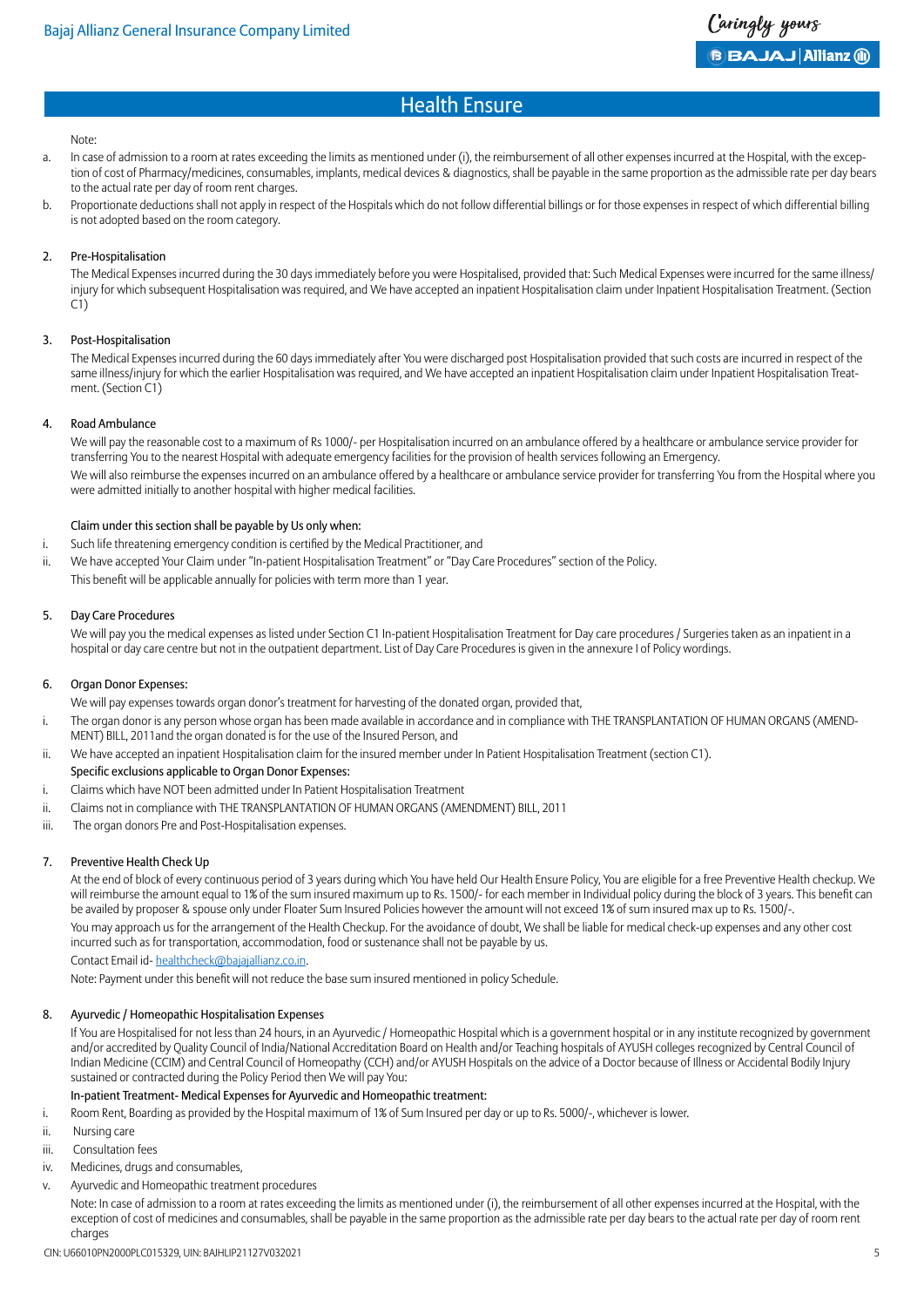Note:

a. In case of admission to a room at rates exceeding the limits as mentioned under (i), the reimbursement of all other expenses incurred at the Hospital, with the exception of cost of Pharmacy/medicines, consumables, implants, medical devices & diagnostics, shall be payable in the same proportion as the admissible rate per day bears to the actual rate per day of room rent charges.

b. Proportionate deductions shall not apply in respect of the Hospitals which do not follow differential billings or for those expenses in respect of which differential billing is not adopted based on the room category.

### 2. Pre-Hospitalisation

The Medical Expenses incurred during the 30 days immediately before you were Hospitalised, provided that: Such Medical Expenses were incurred for the same illness/ injury for which subsequent Hospitalisation was required, and We have accepted an inpatient Hospitalisation claim under Inpatient Hospitalisation Treatment. (Section C1)

### 3. Post-Hospitalisation

The Medical Expenses incurred during the 60 days immediately after You were discharged post Hospitalisation provided that such costs are incurred in respect of the same illness/injury for which the earlier Hospitalisation was required, and We have accepted an inpatient Hospitalisation claim under Inpatient Hospitalisation Treatment. (Section C1)

### 4. Road Ambulance

We will pay the reasonable cost to a maximum of Rs 1000/- per Hospitalisation incurred on an ambulance offered by a healthcare or ambulance service provider for transferring You to the nearest Hospital with adequate emergency facilities for the provision of health services following an Emergency.

We will also reimburse the expenses incurred on an ambulance offered by a healthcare or ambulance service provider for transferring You from the Hospital where you were admitted initially to another hospital with higher medical facilities.

Claim under this section shall be payable by Us only when:

i. Such life threatening emergency condition is certified by the Medical Practitioner, and

ii. We have accepted Your Claim under "In-patient Hospitalisation Treatment" or "Day Care Procedures" section of the Policy.

This benefit will be applicable annually for policies with term more than 1 year.

### 5. Day Care Procedures

We will pay you the medical expenses as listed under Section C1 In-patient Hospitalisation Treatment for Day care procedures / Surgeries taken as an inpatient in a hospital or day care centre but not in the outpatient department. List of Day Care Procedures is given in the annexure I of Policy wordings.

### 6. Organ Donor Expenses:

We will pay expenses towards organ donor's treatment for harvesting of the donated organ, provided that,

i. The organ donor is any person whose organ has been made available in accordance and in compliance with THE TRANSPLANTATION OF HUMAN ORGANS (AMENDMENT) BILL, 2011and the organ donated is for the use of the Insured Person, and

ii. We have accepted an inpatient Hospitalisation claim for the insured member under In Patient Hospitalisation Treatment (section C1).

Specific exclusions applicable to Organ Donor Expenses:

i. Claims which have NOT been admitted under In Patient Hospitalisation Treatment

ii. Claims not in compliance with THE TRANSPLANTATION OF HUMAN ORGANS (AMENDMENT) BILL, 2011

iii. The organ donors Pre and Post-Hospitalisation expenses.

### 7. Preventive Health Check Up

At the end of block of every continuous period of 3 years during which You have held Our Health Ensure Policy, You are eligible for a free Preventive Health checkup. We will reimburse the amount equal to 1% of the sum insured maximum up to Rs. 1500/- for each member in Individual policy during the block of 3 years. This benefit can be availed by proposer & spouse only under Floater Sum Insured Policies however the amount will not exceed 1% of sum insured max up to Rs. 1500/-.

You may approach us for the arrangement of the Health Checkup. For the avoidance of doubt, We shall be liable for medical check-up expenses and any other cost incurred such as for transportation, accommodation, food or sustenance shall not be payable by us.

Contact Email id- healthcheck@bajajallianz.co.in.

Note: Payment under this benefit will not reduce the base sum insured mentioned in policy Schedule.

### 8. Ayurvedic / Homeopathic Hospitalisation Expenses

If You are Hospitalised for not less than 24 hours, in an Ayurvedic / Homeopathic Hospital which is a government hospital or in any institute recognized by government and/or accredited by Quality Council of India/National Accreditation Board on Health and/or Teaching hospitals of AYUSH colleges recognized by Central Council of Indian Medicine (CCIM) and Central Council of Homeopathy (CCH) and/or AYUSH Hospitals on the advice of a Doctor because of Illness or Accidental Bodily Injury sustained or contracted during the Policy Period then We will pay You:

In-patient Treatment- Medical Expenses for Ayurvedic and Homeopathic treatment:

i. Room Rent, Boarding as provided by the Hospital maximum of 1% of Sum Insured per day or up to Rs. 5000/-, whichever is lower.

ii. Nursing care

iii. Consultation fees

iv. Medicines, drugs and consumables,

v. Ayurvedic and Homeopathic treatment procedures

Note: In case of admission to a room at rates exceeding the limits as mentioned under (i), the reimbursement of all other expenses incurred at the Hospital, with the exception of cost of medicines and consumables, shall be payable in the same proportion as the admissible rate per day bears to the actual rate per day of room rent charges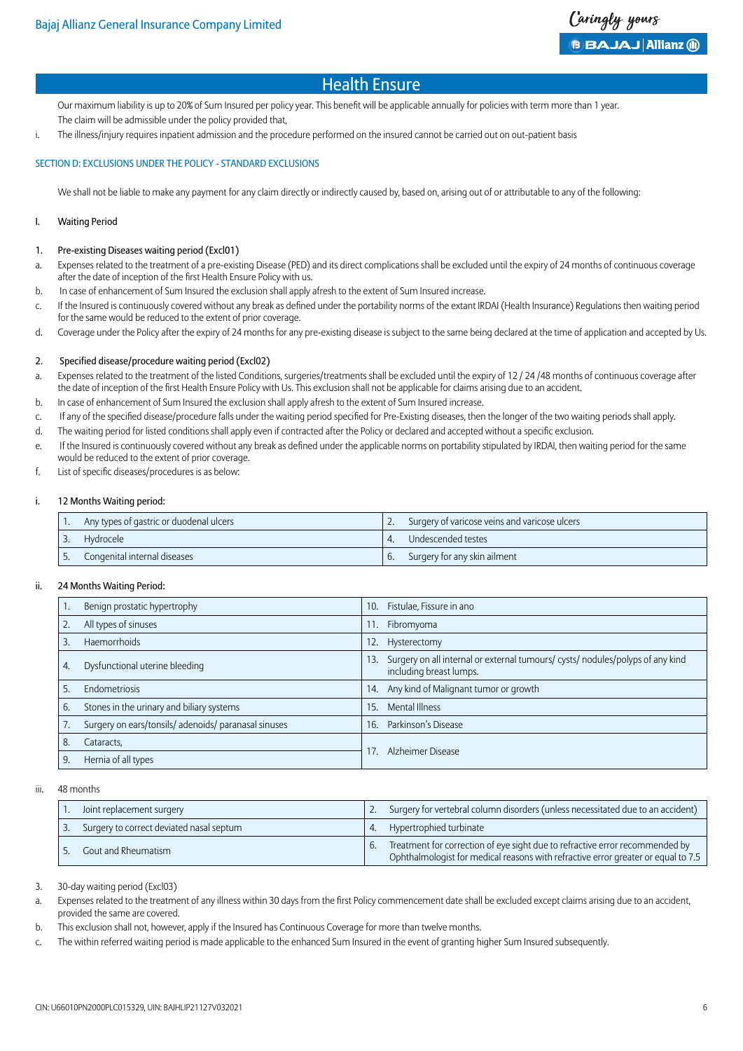# Health Ensure

Our maximum liability is up to 20% of Sum Insured per policy year. This benefit will be applicable annually for policies with term more than 1 year.

The claim will be admissible under the policy provided that,

i. The illness/injury requires inpatient admission and the procedure performed on the insured cannot be carried out on out-patient basis

## SECTION D: EXCLUSIONS UNDER THE POLICY - STANDARD EXCLUSIONS

We shall not be liable to make any payment for any claim directly or indirectly caused by, based on, arising out of or attributable to any of the following:

### I. Waiting Period

#### 1. Pre-existing Diseases waiting period (Excl01)

a. Expenses related to the treatment of a pre-existing Disease (PED) and its direct complications shall be excluded until the expiry of 24 months of continuous coverage after the date of inception of the first Health Ensure Policy with us.

b. In case of enhancement of Sum Insured the exclusion shall apply afresh to the extent of Sum Insured increase.

c. If the Insured is continuously covered without any break as defined under the portability norms of the extant IRDAI (Health Insurance) Regulations then waiting period for the same would be reduced to the extent of prior coverage.

d. Coverage under the Policy after the expiry of 24 months for any pre-existing disease is subject to the same being declared at the time of application and accepted by Us.

#### 2. Specified disease/procedure waiting period (Excl02)

a. Expenses related to the treatment of the listed Conditions, surgeries/treatments shall be excluded until the expiry of 12 / 24 /48 months of continuous coverage after the date of inception of the first Health Ensure Policy with Us. This exclusion shall not be applicable for claims arising due to an accident.

b. In case of enhancement of Sum Insured the exclusion shall apply afresh to the extent of Sum Insured increase.

c. If any of the specified disease/procedure falls under the waiting period specified for Pre-Existing diseases, then the longer of the two waiting periods shall apply.

d. The waiting period for listed conditions shall apply even if contracted after the Policy or declared and accepted without a specific exclusion.

e. If the Insured is continuously covered without any break as defined under the applicable norms on portability stipulated by IRDAI, then waiting period for the same would be reduced to the extent of prior coverage.

f. List of specific diseases/procedures is as below:

i. 12 Months Waiting period:

| | |
|---|---|
| 1. Any types of gastric or duodenal ulcers | 2. Surgery of varicose veins and varicose ulcers |
| 3. Hydrocele | 4. Undescended testes |
| 5. Congenital internal diseases | 6. Surgery for any skin ailment |

ii. 24 Months Waiting Period:

| | |
|---|---|
| 1. Benign prostatic hypertrophy | 10. Fistulae, Fissure in ano |
| 2. All types of sinuses | 11. Fibromyoma |
| 3. Haemorrhoids | 12. Hysterectomy |
| 4. Dysfunctional uterine bleeding | 13. Surgery on all internal or external tumours/ cysts/ nodules/polyps of any kind including breast lumps. |
| 5. Endometriosis | 14. Any kind of Malignant tumor or growth |
| 6. Stones in the urinary and biliary systems | 15. Mental Illness |
| 7. Surgery on ears/tonsils/ adenoids/ paranasal sinuses | 16. Parkinson's Disease |
| 8. Cataracts, | 17. Alzheimer Disease |
| 9. Hernia of all types | |

iii. 48 months

| | |
|---|---|
| 1. Joint replacement surgery | 2. Surgery for vertebral column disorders (unless necessitated due to an accident) |
| 3. Surgery to correct deviated nasal septum | 4. Hypertrophied turbinate |
| 5. Gout and Rheumatism | 6. Treatment for correction of eye sight due to refractive error recommended by Ophthalmologist for medical reasons with refractive error greater or equal to 7.5 |

#### 3. 30-day waiting period (Excl03)

a. Expenses related to the treatment of any illness within 30 days from the first Policy commencement date shall be excluded except claims arising due to an accident, provided the same are covered.

b. This exclusion shall not, however, apply if the Insured has Continuous Coverage for more than twelve months.

c. The within referred waiting period is made applicable to the enhanced Sum Insured in the event of granting higher Sum Insured subsequently.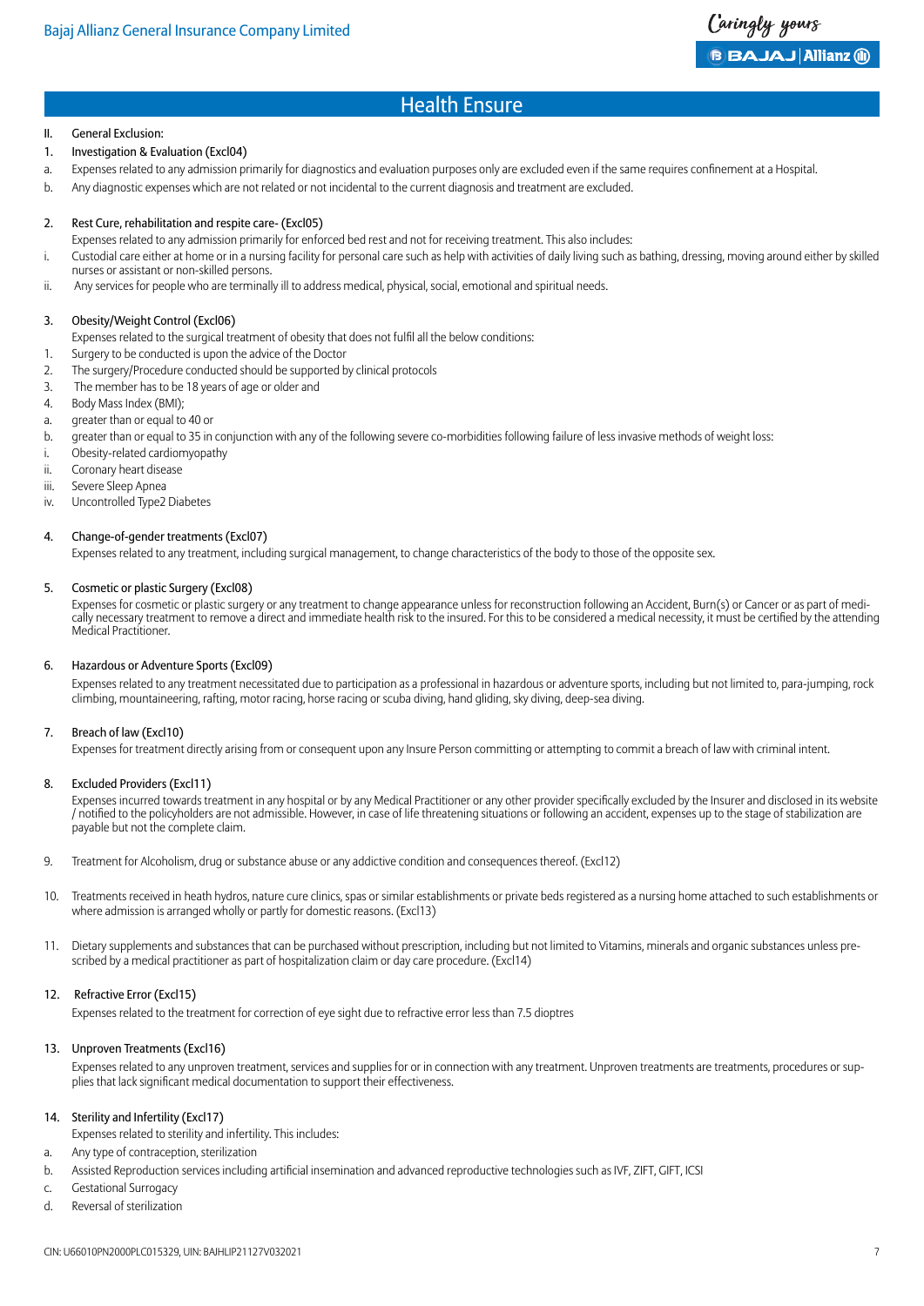# Health Ensure

## II. General Exclusion:

### 1. Investigation & Evaluation (Excl04)

a. Expenses related to any admission primarily for diagnostics and evaluation purposes only are excluded even if the same requires confinement at a Hospital.

b. Any diagnostic expenses which are not related or not incidental to the current diagnosis and treatment are excluded.

### 2. Rest Cure, rehabilitation and respite care- (Excl05)

Expenses related to any admission primarily for enforced bed rest and not for receiving treatment. This also includes:

i. Custodial care either at home or in a nursing facility for personal care such as help with activities of daily living such as bathing, dressing, moving around either by skilled nurses or assistant or non-skilled persons.

ii. Any services for people who are terminally ill to address medical, physical, social, emotional and spiritual needs.

### 3. Obesity/Weight Control (Excl06)

Expenses related to the surgical treatment of obesity that does not fulfil all the below conditions:

1. Surgery to be conducted is upon the advice of the Doctor
2. The surgery/Procedure conducted should be supported by clinical protocols
3. The member has to be 18 years of age or older and
4. Body Mass Index (BMI);

a. greater than or equal to 40 or

b. greater than or equal to 35 in conjunction with any of the following severe co-morbidities following failure of less invasive methods of weight loss:

i. Obesity-related cardiomyopathy

ii. Coronary heart disease

iii. Severe Sleep Apnea

iv. Uncontrolled Type2 Diabetes

### 4. Change-of-gender treatments (Excl07)

Expenses related to any treatment, including surgical management, to change characteristics of the body to those of the opposite sex.

### 5. Cosmetic or plastic Surgery (Excl08)

Expenses for cosmetic or plastic surgery or any treatment to change appearance unless for reconstruction following an Accident, Burn(s) or Cancer or as part of medically necessary treatment to remove a direct and immediate health risk to the insured. For this to be considered a medical necessity, it must be certified by the attending Medical Practitioner.

### 6. Hazardous or Adventure Sports (Excl09)

Expenses related to any treatment necessitated due to participation as a professional in hazardous or adventure sports, including but not limited to, para-jumping, rock climbing, mountaineering, rafting, motor racing, horse racing or scuba diving, hand gliding, sky diving, deep-sea diving.

### 7. Breach of law (Excl10)

Expenses for treatment directly arising from or consequent upon any Insure Person committing or attempting to commit a breach of law with criminal intent.

### 8. Excluded Providers (Excl11)

Expenses incurred towards treatment in any hospital or by any Medical Practitioner or any other provider specifically excluded by the Insurer and disclosed in its website / notified to the policyholders are not admissible. However, in case of life threatening situations or following an accident, expenses up to the stage of stabilization are payable but not the complete claim.

9. Treatment for Alcoholism, drug or substance abuse or any addictive condition and consequences thereof. (Excl12)

10. Treatments received in heath hydros, nature cure clinics, spas or similar establishments or private beds registered as a nursing home attached to such establishments or where admission is arranged wholly or partly for domestic reasons. (Excl13)

11. Dietary supplements and substances that can be purchased without prescription, including but not limited to Vitamins, minerals and organic substances unless prescribed by a medical practitioner as part of hospitalization claim or day care procedure. (Excl14)

### 12. Refractive Error (Excl15)

Expenses related to the treatment for correction of eye sight due to refractive error less than 7.5 dioptres

### 13. Unproven Treatments (Excl16)

Expenses related to any unproven treatment, services and supplies for or in connection with any treatment. Unproven treatments are treatments, procedures or supplies that lack significant medical documentation to support their effectiveness.

### 14. Sterility and Infertility (Excl17)

Expenses related to sterility and infertility. This includes:

a. Any type of contraception, sterilization

b. Assisted Reproduction services including artificial insemination and advanced reproductive technologies such as IVF, ZIFT, GIFT, ICSI

c. Gestational Surrogacy

d. Reversal of sterilization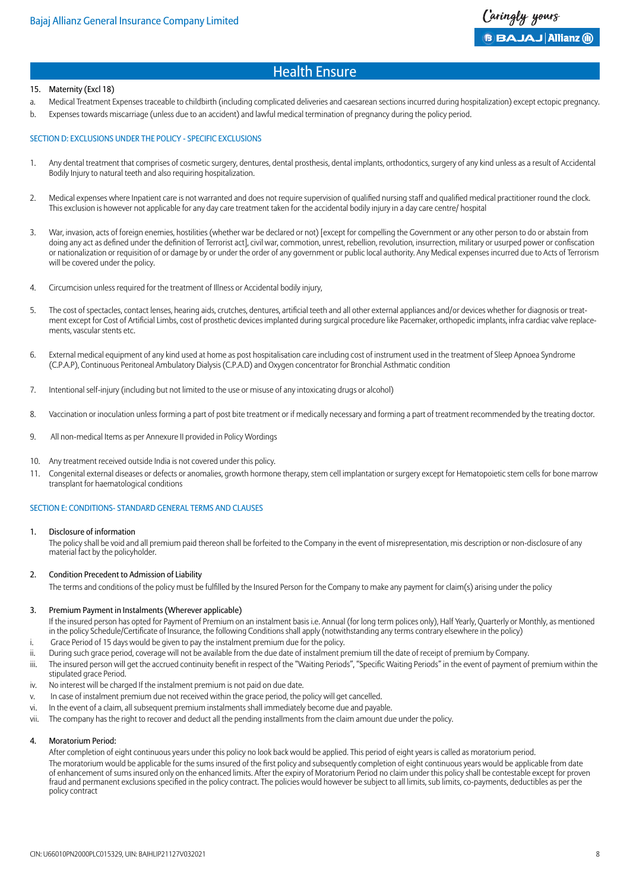## Health Ensure

15. Maternity (Excl 18)

a. Medical Treatment Expenses traceable to childbirth (including complicated deliveries and caesarean sections incurred during hospitalization) except ectopic pregnancy.

b. Expenses towards miscarriage (unless due to an accident) and lawful medical termination of pregnancy during the policy period.

### SECTION D: EXCLUSIONS UNDER THE POLICY - SPECIFIC EXCLUSIONS

1. Any dental treatment that comprises of cosmetic surgery, dentures, dental prosthesis, dental implants, orthodontics, surgery of any kind unless as a result of Accidental Bodily Injury to natural teeth and also requiring hospitalization.

2. Medical expenses where Inpatient care is not warranted and does not require supervision of qualified nursing staff and qualified medical practitioner round the clock. This exclusion is however not applicable for any day care treatment taken for the accidental bodily injury in a day care centre/ hospital

3. War, invasion, acts of foreign enemies, hostilities (whether war be declared or not) [except for compelling the Government or any other person to do or abstain from doing any act as defined under the definition of Terrorist act], civil war, commotion, unrest, rebellion, revolution, insurrection, military or usurped power or confiscation or nationalization or requisition of or damage by or under the order of any government or public local authority. Any Medical expenses incurred due to Acts of Terrorism will be covered under the policy.

4. Circumcision unless required for the treatment of Illness or Accidental bodily injury,

5. The cost of spectacles, contact lenses, hearing aids, crutches, dentures, artificial teeth and all other external appliances and/or devices whether for diagnosis or treatment except for Cost of Artificial Limbs, cost of prosthetic devices implanted during surgical procedure like Pacemaker, orthopedic implants, infra cardiac valve replacements, vascular stents etc.

6. External medical equipment of any kind used at home as post hospitalisation care including cost of instrument used in the treatment of Sleep Apnoea Syndrome (C.P.A.P), Continuous Peritoneal Ambulatory Dialysis (C.P.A.D) and Oxygen concentrator for Bronchial Asthmatic condition

7. Intentional self-injury (including but not limited to the use or misuse of any intoxicating drugs or alcohol)

8. Vaccination or inoculation unless forming a part of post bite treatment or if medically necessary and forming a part of treatment recommended by the treating doctor.

9. All non-medical Items as per Annexure II provided in Policy Wordings

10. Any treatment received outside India is not covered under this policy.

11. Congenital external diseases or defects or anomalies, growth hormone therapy, stem cell implantation or surgery except for Hematopoietic stem cells for bone marrow transplant for haematological conditions

### SECTION E: CONDITIONS- STANDARD GENERAL TERMS AND CLAUSES

1. Disclosure of information

   The policy shall be void and all premium paid thereon shall be forfeited to the Company in the event of misrepresentation, mis description or non-disclosure of any material fact by the policyholder.

2. Condition Precedent to Admission of Liability

   The terms and conditions of the policy must be fulfilled by the Insured Person for the Company to make any payment for claim(s) arising under the policy

3. Premium Payment in Instalments (Wherever applicable)

   If the insured person has opted for Payment of Premium on an instalment basis i.e. Annual (for long term polices only), Half Yearly, Quarterly or Monthly, as mentioned in the policy Schedule/Certificate of Insurance, the following Conditions shall apply (notwithstanding any terms contrary elsewhere in the policy)

   i. Grace Period of 15 days would be given to pay the instalment premium due for the policy.
   ii. During such grace period, coverage will not be available from the due date of instalment premium till the date of receipt of premium by Company.
   iii. The insured person will get the accrued continuity benefit in respect of the "Waiting Periods", "Specific Waiting Periods" in the event of payment of premium within the stipulated grace Period.
   iv. No interest will be charged If the instalment premium is not paid on due date.
   v. In case of instalment premium due not received within the grace period, the policy will get cancelled.
   vi. In the event of a claim, all subsequent premium instalments shall immediately become due and payable.
   vii. The company has the right to recover and deduct all the pending installments from the claim amount due under the policy.

4. Moratorium Period:

   After completion of eight continuous years under this policy no look back would be applied. This period of eight years is called as moratorium period.

   The moratorium would be applicable for the sums insured of the first policy and subsequently completion of eight continuous years would be applicable from date of enhancement of sums insured only on the enhanced limits. After the expiry of Moratorium Period no claim under this policy shall be contestable except for proven fraud and permanent exclusions specified in the policy contract. The policies would however be subject to all limits, sub limits, co-payments, deductibles as per the policy contract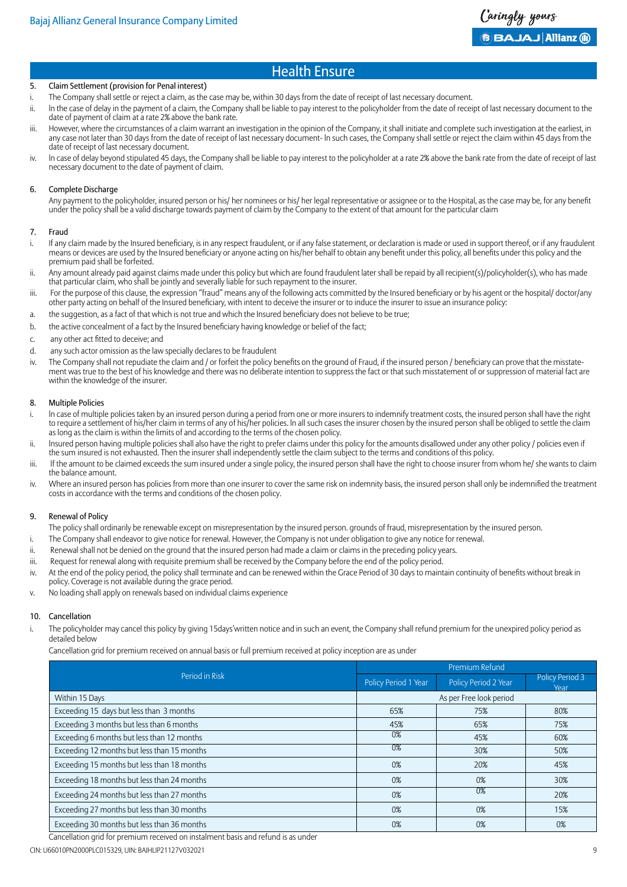## Health Ensure

### 5. Claim Settlement (provision for Penal interest)

i. The Company shall settle or reject a claim, as the case may be, within 30 days from the date of receipt of last necessary document.

ii. In the case of delay in the payment of a claim, the Company shall be liable to pay interest to the policyholder from the date of receipt of last necessary document to the date of payment of claim at a rate 2% above the bank rate.

iii. However, where the circumstances of a claim warrant an investigation in the opinion of the Company, it shall initiate and complete such investigation at the earliest, in any case not later than 30 days from the date of receipt of last necessary document- In such cases, the Company shall settle or reject the claim within 45 days from the date of receipt of last necessary document.

iv. In case of delay beyond stipulated 45 days, the Company shall be liable to pay interest to the policyholder at a rate 2% above the bank rate from the date of receipt of last necessary document to the date of payment of claim.

### 6. Complete Discharge

Any payment to the policyholder, insured person or his/ her nominees or his/ her legal representative or assignee or to the Hospital, as the case may be, for any benefit under the policy shall be a valid discharge towards payment of claim by the Company to the extent of that amount for the particular claim

### 7. Fraud

i. If any claim made by the Insured beneficiary, is in any respect fraudulent, or if any false statement, or declaration is made or used in support thereof, or if any fraudulent means or devices are used by the Insured beneficiary or anyone acting on his/her behalf to obtain any benefit under this policy, all benefits under this policy and the premium paid shall be forfeited.

ii. Any amount already paid against claims made under this policy but which are found fraudulent later shall be repaid by all recipient(s)/policyholder(s), who has made that particular claim, who shall be jointly and severally liable for such repayment to the insurer.

iii. For the purpose of this clause, the expression "fraud" means any of the following acts committed by the Insured beneficiary or by his agent or the hospital/ doctor/any other party acting on behalf of the Insured beneficiary, with intent to deceive the insurer or to induce the insurer to issue an insurance policy:

a. the suggestion, as a fact of that which is not true and which the Insured beneficiary does not believe to be true;

b. the active concealment of a fact by the Insured beneficiary having knowledge or belief of the fact;

c. any other act fitted to deceive; and

d. any such actor omission as the law specially declares to be fraudulent

iv. The Company shall not repudiate the claim and / or forfeit the policy benefits on the ground of Fraud, if the insured person / beneficiary can prove that the misstatement was true to the best of his knowledge and there was no deliberate intention to suppress the fact or that such misstatement of or suppression of material fact are within the knowledge of the insurer.

### 8. Multiple Policies

i. In case of multiple policies taken by an insured person during a period from one or more insurers to indemnify treatment costs, the insured person shall have the right to require a settlement of his/her claim in terms of any of his/her policies. In all such cases the insurer chosen by the insured person shall be obliged to settle the claim as long as the claim is within the limits of and according to the terms of the chosen policy.

ii. Insured person having multiple policies shall also have the right to prefer claims under this policy for the amounts disallowed under any other policy / policies even if the sum insured is not exhausted. Then the insurer shall independently settle the claim subject to the terms and conditions of this policy.

iii. If the amount to be claimed exceeds the sum insured under a single policy, the insured person shall have the right to choose insurer from whom he/ she wants to claim the balance amount.

iv. Where an insured person has policies from more than one insurer to cover the same risk on indemnity basis, the insured person shall only be indemnified the treatment costs in accordance with the terms and conditions of the chosen policy.

### 9. Renewal of Policy

The policy shall ordinarily be renewable except on misrepresentation by the insured person. grounds of fraud, misrepresentation by the insured person.

i. The Company shall endeavor to give notice for renewal. However, the Company is not under obligation to give any notice for renewal.

ii. Renewal shall not be denied on the ground that the insured person had made a claim or claims in the preceding policy years.

iii. Request for renewal along with requisite premium shall be received by the Company before the end of the policy period.

iv. At the end of the policy period, the policy shall terminate and can be renewed within the Grace Period of 30 days to maintain continuity of benefits without break in policy. Coverage is not available during the grace period.

v. No loading shall apply on renewals based on individual claims experience

### 10. Cancellation

i. The policyholder may cancel this policy by giving 15days'written notice and in such an event, the Company shall refund premium for the unexpired policy period as detailed below

Cancellation grid for premium received on annual basis or full premium received at policy inception are as under

| Period in Risk | Premium Refund | | |
|---|---|---|---|
| | Policy Period 1 Year | Policy Period 2 Year | Policy Period 3 Year |
| Within 15 Days | As per Free look period | | |
| Exceeding 15 days but less than 3 months | 65% | 75% | 80% |
| Exceeding 3 months but less than 6 months | 45% | 65% | 75% |
| Exceeding 6 months but less than 12 months | 0% | 45% | 60% |
| Exceeding 12 months but less than 15 months | 0% | 30% | 50% |
| Exceeding 15 months but less than 18 months | 0% | 20% | 45% |
| Exceeding 18 months but less than 24 months | 0% | 0% | 30% |
| Exceeding 24 months but less than 27 months | 0% | 0% | 20% |
| Exceeding 27 months but less than 30 months | 0% | 0% | 15% |
| Exceeding 30 months but less than 36 months | 0% | 0% | 0% |

Cancellation grid for premium received on instalment basis and refund is as under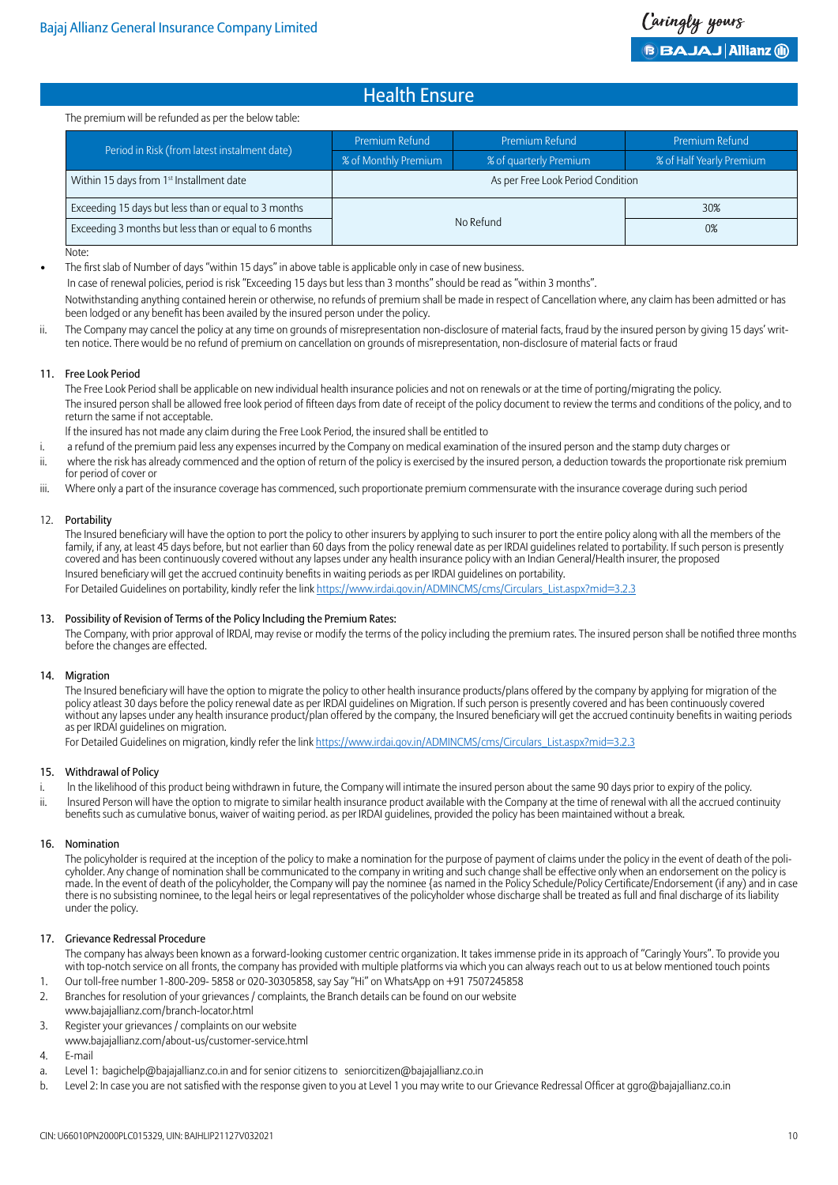## Health Ensure

The premium will be refunded as per the below table:

| Period in Risk (from latest instalment date) | Premium Refund | Premium Refund | Premium Refund |
|---|---|---|---|
| | % of Monthly Premium | % of quarterly Premium | % of Half Yearly Premium |
| Within 15 days from 1st Installment date | As per Free Look Period Condition | | |
| Exceeding 15 days but less than or equal to 3 months | No Refund | | 30% |
| Exceeding 3 months but less than or equal to 6 months | | | 0% |

Note:

- The first slab of Number of days "within 15 days" in above table is applicable only in case of new business.

  In case of renewal policies, period is risk "Exceeding 15 days but less than 3 months" should be read as "within 3 months".

  Notwithstanding anything contained herein or otherwise, no refunds of premium shall be made in respect of Cancellation where, any claim has been admitted or has been lodged or any benefit has been availed by the insured person under the policy.

ii. The Company may cancel the policy at any time on grounds of misrepresentation non-disclosure of material facts, fraud by the insured person by giving 15 days' written notice. There would be no refund of premium on cancellation on grounds of misrepresentation, non-disclosure of material facts or fraud

### 11. Free Look Period

The Free Look Period shall be applicable on new individual health insurance policies and not on renewals or at the time of porting/migrating the policy.

The insured person shall be allowed free look period of fifteen days from date of receipt of the policy document to review the terms and conditions of the policy, and to return the same if not acceptable.

If the insured has not made any claim during the Free Look Period, the insured shall be entitled to

i. a refund of the premium paid less any expenses incurred by the Company on medical examination of the insured person and the stamp duty charges or

ii. where the risk has already commenced and the option of return of the policy is exercised by the insured person, a deduction towards the proportionate risk premium for period of cover or

iii. Where only a part of the insurance coverage has commenced, such proportionate premium commensurate with the insurance coverage during such period

### 12. Portability

The Insured beneficiary will have the option to port the policy to other insurers by applying to such insurer to port the entire policy along with all the members of the family, if any, at least 45 days before, but not earlier than 60 days from the policy renewal date as per IRDAI guidelines related to portability. If such person is presently covered and has been continuously covered without any lapses under any health insurance policy with an Indian General/Health insurer, the proposed Insured beneficiary will get the accrued continuity benefits in waiting periods as per IRDAI guidelines on portability.

For Detailed Guidelines on portability, kindly refer the link https://www.irdai.gov.in/ADMINCMS/cms/Circulars_List.aspx?mid=3.2.3

### 13. Possibility of Revision of Terms of the Policy Including the Premium Rates:

The Company, with prior approval of IRDAI, may revise or modify the terms of the policy including the premium rates. The insured person shall be notified three months before the changes are effected.

### 14. Migration

The Insured beneficiary will have the option to migrate the policy to other health insurance products/plans offered by the company by applying for migration of the policy atleast 30 days before the policy renewal date as per IRDAI guidelines on Migration. If such person is presently covered and has been continuously covered without any lapses under any health insurance product/plan offered by the company, the Insured beneficiary will get the accrued continuity benefits in waiting periods as per IRDAI guidelines on migration.

For Detailed Guidelines on migration, kindly refer the link https://www.irdai.gov.in/ADMINCMS/cms/Circulars_List.aspx?mid=3.2.3

### 15. Withdrawal of Policy

i. In the likelihood of this product being withdrawn in future, the Company will intimate the insured person about the same 90 days prior to expiry of the policy.

ii. Insured Person will have the option to migrate to similar health insurance product available with the Company at the time of renewal with all the accrued continuity benefits such as cumulative bonus, waiver of waiting period. as per IRDAI guidelines, provided the policy has been maintained without a break.

### 16. Nomination

The policyholder is required at the inception of the policy to make a nomination for the purpose of payment of claims under the policy in the event of death of the policyholder. Any change of nomination shall be communicated to the company in writing and such change shall be effective only when an endorsement on the policy is made. In the event of death of the policyholder, the Company will pay the nominee {as named in the Policy Schedule/Policy Certificate/Endorsement (if any) and in case there is no subsisting nominee, to the legal heirs or legal representatives of the policyholder whose discharge shall be treated as full and final discharge of its liability under the policy.

### 17. Grievance Redressal Procedure

The company has always been known as a forward-looking customer centric organization. It takes immense pride in its approach of "Caringly Yours". To provide you with top-notch service on all fronts, the company has provided with multiple platforms via which you can always reach out to us at below mentioned touch points

1. Our toll-free number 1-800-209- 5858 or 020-30305858, say Say "Hi" on WhatsApp on +91 7507245858
2. Branches for resolution of your grievances / complaints, the Branch details can be found on our website www.bajajallianz.com/branch-locator.html
3. Register your grievances / complaints on our website www.bajajallianz.com/about-us/customer-service.html
4. E-mail

a. Level 1: bagichelp@bajajallianz.co.in and for senior citizens to seniorcitizen@bajajallianz.co.in

b. Level 2: In case you are not satisfied with the response given to you at Level 1 you may write to our Grievance Redressal Officer at ggro@bajajallianz.co.in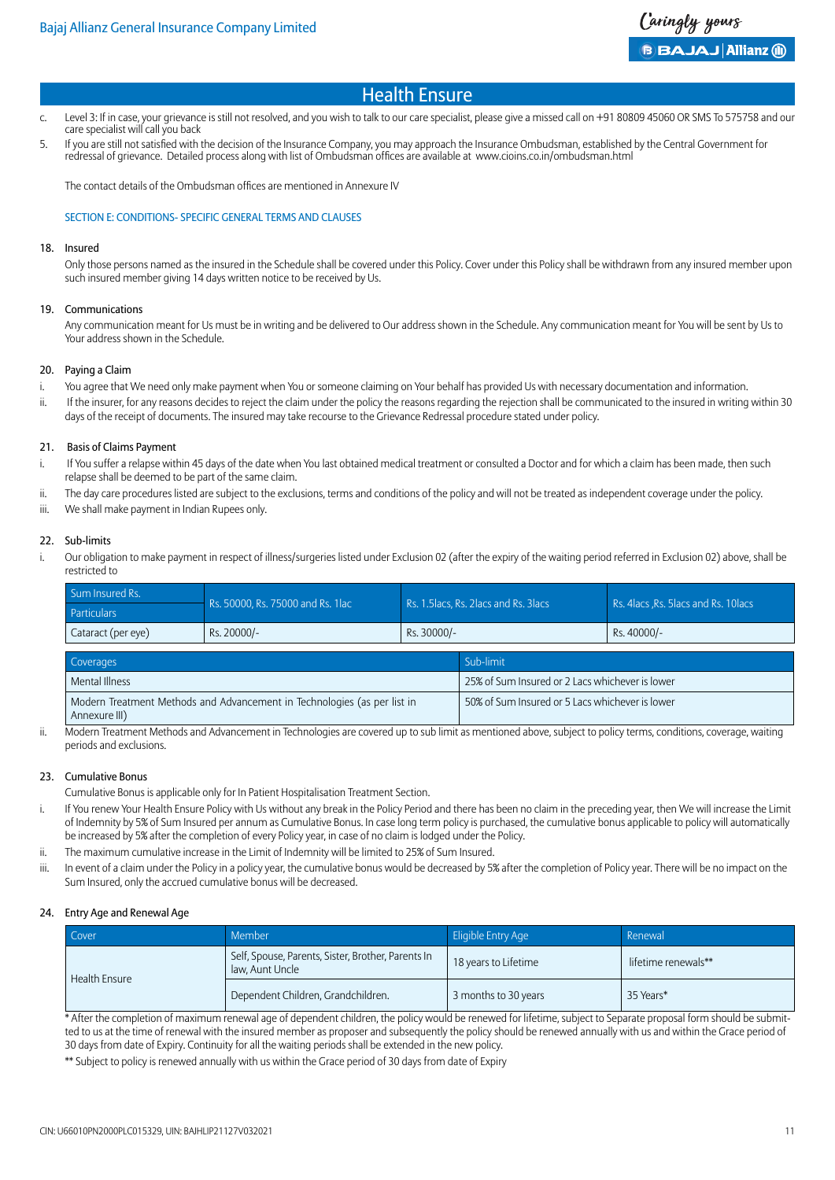# Health Ensure

c. Level 3: If in case, your grievance is still not resolved, and you wish to talk to our care specialist, please give a missed call on +91 80809 45060 OR SMS To 575758 and our care specialist will call you back

5. If you are still not satisfied with the decision of the Insurance Company, you may approach the Insurance Ombudsman, established by the Central Government for redressal of grievance. Detailed process along with list of Ombudsman offices are available at www.cioins.co.in/ombudsman.html

The contact details of the Ombudsman offices are mentioned in Annexure IV

## SECTION E: CONDITIONS- SPECIFIC GENERAL TERMS AND CLAUSES

### 18. Insured

Only those persons named as the insured in the Schedule shall be covered under this Policy. Cover under this Policy shall be withdrawn from any insured member upon such insured member giving 14 days written notice to be received by Us.

### 19. Communications

Any communication meant for Us must be in writing and be delivered to Our address shown in the Schedule. Any communication meant for You will be sent by Us to Your address shown in the Schedule.

### 20. Paying a Claim

i. You agree that We need only make payment when You or someone claiming on Your behalf has provided Us with necessary documentation and information.

ii. If the insurer, for any reasons decides to reject the claim under the policy the reasons regarding the rejection shall be communicated to the insured in writing within 30 days of the receipt of documents. The insured may take recourse to the Grievance Redressal procedure stated under policy.

### 21. Basis of Claims Payment

i. If You suffer a relapse within 45 days of the date when You last obtained medical treatment or consulted a Doctor and for which a claim has been made, then such relapse shall be deemed to be part of the same claim.

ii. The day care procedures listed are subject to the exclusions, terms and conditions of the policy and will not be treated as independent coverage under the policy.

iii. We shall make payment in Indian Rupees only.

### 22. Sub-limits

i. Our obligation to make payment in respect of illness/surgeries listed under Exclusion 02 (after the expiry of the waiting period referred in Exclusion 02) above, shall be restricted to

| Sum Insured Rs. / Particulars | Rs. 50000, Rs. 75000 and Rs. 1lac | Rs. 1.5lacs, Rs. 2lacs and Rs. 3lacs | Rs. 4lacs ,Rs. 5lacs and Rs. 10lacs |
|---|---|---|---|
| Cataract (per eye) | Rs. 20000/- | Rs. 30000/- | Rs. 40000/- |

| Coverages | Sub-limit |
|---|---|
| Mental Illness | 25% of Sum Insured or 2 Lacs whichever is lower |
| Modern Treatment Methods and Advancement in Technologies (as per list in Annexure III) | 50% of Sum Insured or 5 Lacs whichever is lower |

ii. Modern Treatment Methods and Advancement in Technologies are covered up to sub limit as mentioned above, subject to policy terms, conditions, coverage, waiting periods and exclusions.

### 23. Cumulative Bonus

Cumulative Bonus is applicable only for In Patient Hospitalisation Treatment Section.

i. If You renew Your Health Ensure Policy with Us without any break in the Policy Period and there has been no claim in the preceding year, then We will increase the Limit of Indemnity by 5% of Sum Insured per annum as Cumulative Bonus. In case long term policy is purchased, the cumulative bonus applicable to policy will automatically be increased by 5% after the completion of every Policy year, in case of no claim is lodged under the Policy.

ii. The maximum cumulative increase in the Limit of Indemnity will be limited to 25% of Sum Insured.

iii. In event of a claim under the Policy in a policy year, the cumulative bonus would be decreased by 5% after the completion of Policy year. There will be no impact on the Sum Insured, only the accrued cumulative bonus will be decreased.

### 24. Entry Age and Renewal Age

| Cover | Member | Eligible Entry Age | Renewal |
|---|---|---|---|
| Health Ensure | Self, Spouse, Parents, Sister, Brother, Parents In law, Aunt Uncle | 18 years to Lifetime | lifetime renewals** |
| | Dependent Children, Grandchildren. | 3 months to 30 years | 35 Years* |

\* After the completion of maximum renewal age of dependent children, the policy would be renewed for lifetime, subject to Separate proposal form should be submitted to us at the time of renewal with the insured member as proposer and subsequently the policy should be renewed annually with us and within the Grace period of 30 days from date of Expiry. Continuity for all the waiting periods shall be extended in the new policy.

** Subject to policy is renewed annually with us within the Grace period of 30 days from date of Expiry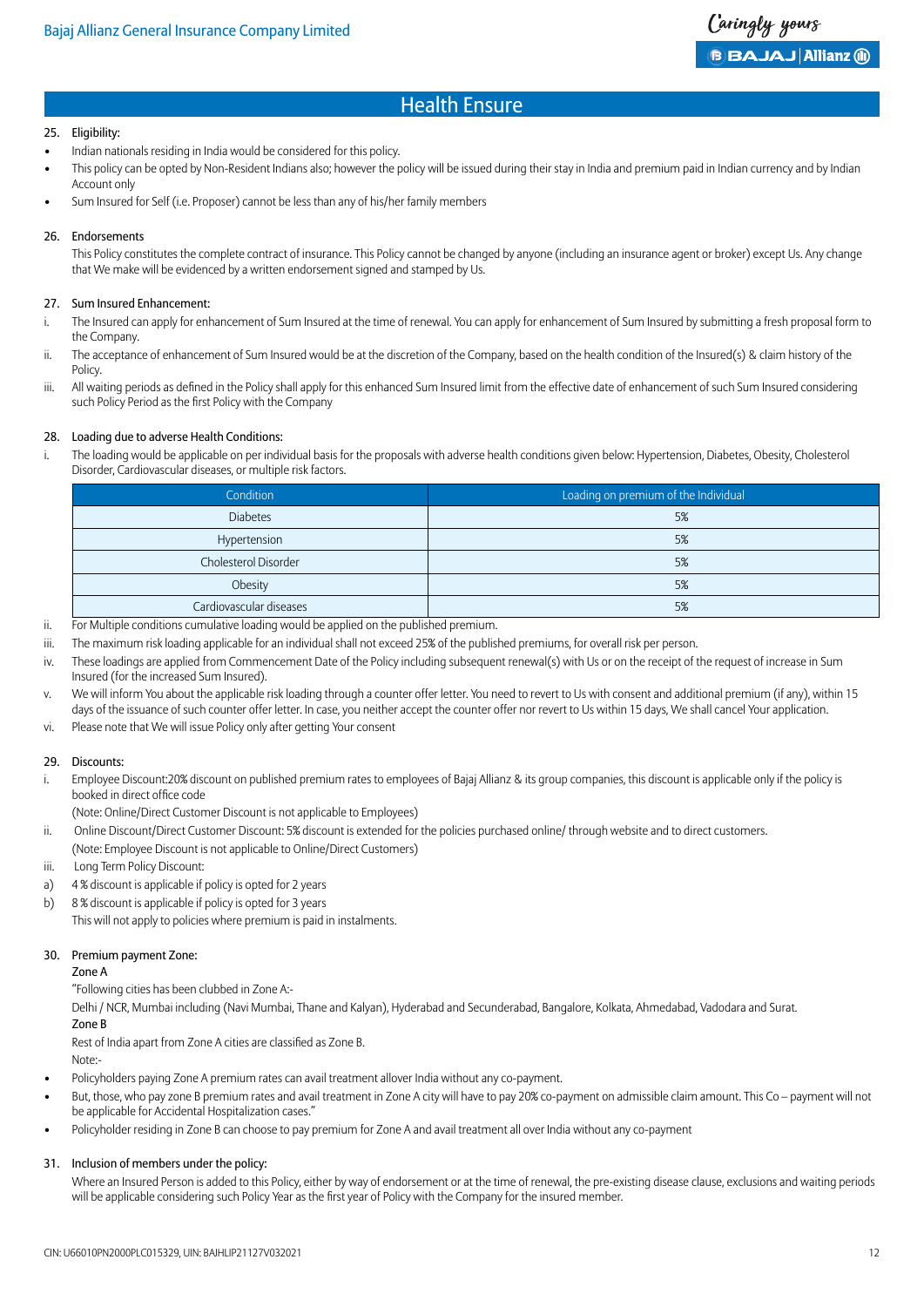## Health Ensure

**25. Eligibility:**

- Indian nationals residing in India would be considered for this policy.
- This policy can be opted by Non-Resident Indians also; however the policy will be issued during their stay in India and premium paid in Indian currency and by Indian Account only
- Sum Insured for Self (i.e. Proposer) cannot be less than any of his/her family members

**26. Endorsements**

This Policy constitutes the complete contract of insurance. This Policy cannot be changed by anyone (including an insurance agent or broker) except Us. Any change that We make will be evidenced by a written endorsement signed and stamped by Us.

**27. Sum Insured Enhancement:**

i. The Insured can apply for enhancement of Sum Insured at the time of renewal. You can apply for enhancement of Sum Insured by submitting a fresh proposal form to the Company.

ii. The acceptance of enhancement of Sum Insured would be at the discretion of the Company, based on the health condition of the Insured(s) & claim history of the Policy.

iii. All waiting periods as defined in the Policy shall apply for this enhanced Sum Insured limit from the effective date of enhancement of such Sum Insured considering such Policy Period as the first Policy with the Company

**28. Loading due to adverse Health Conditions:**

i. The loading would be applicable on per individual basis for the proposals with adverse health conditions given below: Hypertension, Diabetes, Obesity, Cholesterol Disorder, Cardiovascular diseases, or multiple risk factors.

| Condition | Loading on premium of the Individual |
|---|---|
| Diabetes | 5% |
| Hypertension | 5% |
| Cholesterol Disorder | 5% |
| Obesity | 5% |
| Cardiovascular diseases | 5% |

ii. For Multiple conditions cumulative loading would be applied on the published premium.

iii. The maximum risk loading applicable for an individual shall not exceed 25% of the published premiums, for overall risk per person.

iv. These loadings are applied from Commencement Date of the Policy including subsequent renewal(s) with Us or on the receipt of the request of increase in Sum Insured (for the increased Sum Insured).

v. We will inform You about the applicable risk loading through a counter offer letter. You need to revert to Us with consent and additional premium (if any), within 15 days of the issuance of such counter offer letter. In case, you neither accept the counter offer nor revert to Us within 15 days, We shall cancel Your application.

vi. Please note that We will issue Policy only after getting Your consent

**29. Discounts:**

i. Employee Discount:20% discount on published premium rates to employees of Bajaj Allianz & its group companies, this discount is applicable only if the policy is booked in direct office code

(Note: Online/Direct Customer Discount is not applicable to Employees)

ii. Online Discount/Direct Customer Discount: 5% discount is extended for the policies purchased online/ through website and to direct customers.

(Note: Employee Discount is not applicable to Online/Direct Customers)

iii. Long Term Policy Discount:

a) 4 % discount is applicable if policy is opted for 2 years

b) 8 % discount is applicable if policy is opted for 3 years

This will not apply to policies where premium is paid in instalments.

**30. Premium payment Zone:**

Zone A

"Following cities has been clubbed in Zone A:-

Delhi / NCR, Mumbai including (Navi Mumbai, Thane and Kalyan), Hyderabad and Secunderabad, Bangalore, Kolkata, Ahmedabad, Vadodara and Surat.

**Zone B**

Rest of India apart from Zone A cities are classified as Zone B.

Note:-

- Policyholders paying Zone A premium rates can avail treatment allover India without any co-payment.
- But, those, who pay zone B premium rates and avail treatment in Zone A city will have to pay 20% co-payment on admissible claim amount. This Co – payment will not be applicable for Accidental Hospitalization cases."
- Policyholder residing in Zone B can choose to pay premium for Zone A and avail treatment all over India without any co-payment

**31. Inclusion of members under the policy:**

Where an Insured Person is added to this Policy, either by way of endorsement or at the time of renewal, the pre-existing disease clause, exclusions and waiting periods will be applicable considering such Policy Year as the first year of Policy with the Company for the insured member.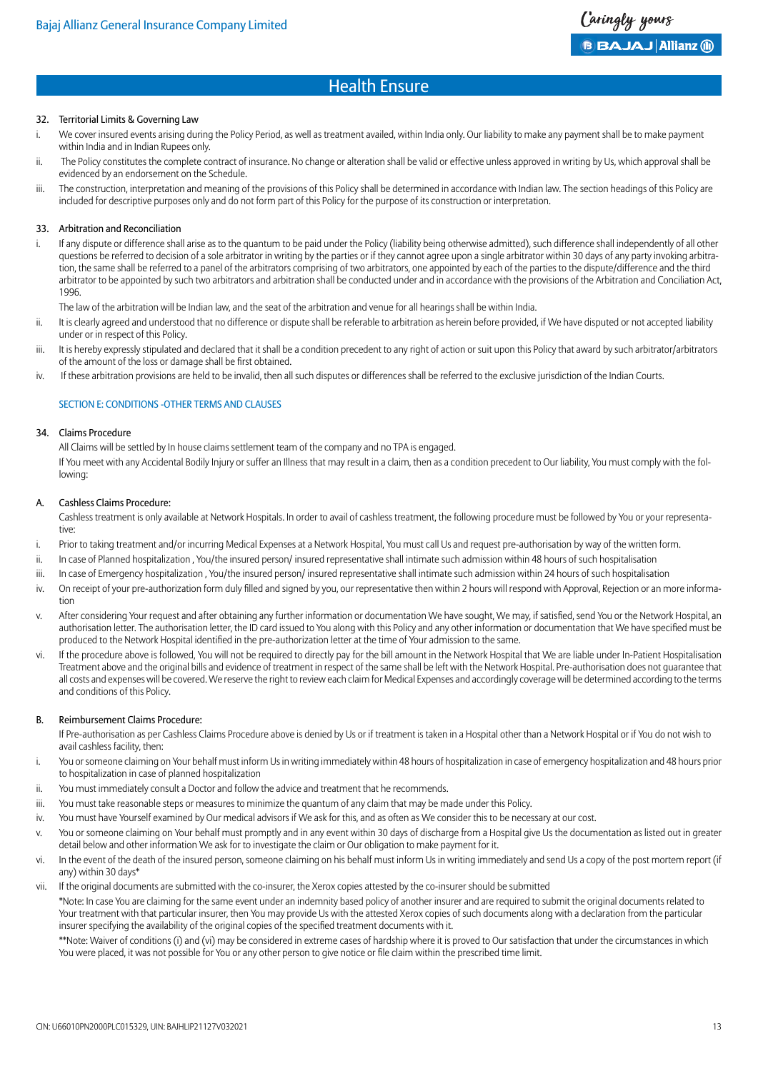## 32. Territorial Limits & Governing Law

i. We cover insured events arising during the Policy Period, as well as treatment availed, within India only. Our liability to make any payment shall be to make payment within India and in Indian Rupees only.

ii. The Policy constitutes the complete contract of insurance. No change or alteration shall be valid or effective unless approved in writing by Us, which approval shall be evidenced by an endorsement on the Schedule.

iii. The construction, interpretation and meaning of the provisions of this Policy shall be determined in accordance with Indian law. The section headings of this Policy are included for descriptive purposes only and do not form part of this Policy for the purpose of its construction or interpretation.

## 33. Arbitration and Reconciliation

i. If any dispute or difference shall arise as to the quantum to be paid under the Policy (liability being otherwise admitted), such difference shall independently of all other questions be referred to decision of a sole arbitrator in writing by the parties or if they cannot agree upon a single arbitrator within 30 days of any party invoking arbitration, the same shall be referred to a panel of the arbitrators comprising of two arbitrators, one appointed by each of the parties to the dispute/difference and the third arbitrator to be appointed by such two arbitrators and arbitration shall be conducted under and in accordance with the provisions of the Arbitration and Conciliation Act, 1996.

   The law of the arbitration will be Indian law, and the seat of the arbitration and venue for all hearings shall be within India.

ii. It is clearly agreed and understood that no difference or dispute shall be referable to arbitration as herein before provided, if We have disputed or not accepted liability under or in respect of this Policy.

iii. It is hereby expressly stipulated and declared that it shall be a condition precedent to any right of action or suit upon this Policy that award by such arbitrator/arbitrators of the amount of the loss or damage shall be first obtained.

iv. If these arbitration provisions are held to be invalid, then all such disputes or differences shall be referred to the exclusive jurisdiction of the Indian Courts.

# SECTION E: CONDITIONS -OTHER TERMS AND CLAUSES

## 34. Claims Procedure

All Claims will be settled by In house claims settlement team of the company and no TPA is engaged.

If You meet with any Accidental Bodily Injury or suffer an Illness that may result in a claim, then as a condition precedent to Our liability, You must comply with the following:

### A. Cashless Claims Procedure:

Cashless treatment is only available at Network Hospitals. In order to avail of cashless treatment, the following procedure must be followed by You or your representative:

i. Prior to taking treatment and/or incurring Medical Expenses at a Network Hospital, You must call Us and request pre-authorisation by way of the written form.

ii. In case of Planned hospitalization , You/the insured person/ insured representative shall intimate such admission within 48 hours of such hospitalisation

iii. In case of Emergency hospitalization , You/the insured person/ insured representative shall intimate such admission within 24 hours of such hospitalisation

iv. On receipt of your pre-authorization form duly filled and signed by you, our representative then within 2 hours will respond with Approval, Rejection or an more information

v. After considering Your request and after obtaining any further information or documentation We have sought, We may, if satisfied, send You or the Network Hospital, an authorisation letter. The authorisation letter, the ID card issued to You along with this Policy and any other information or documentation that We have specified must be produced to the Network Hospital identified in the pre-authorization letter at the time of Your admission to the same.

vi. If the procedure above is followed, You will not be required to directly pay for the bill amount in the Network Hospital that We are liable under In-Patient Hospitalisation Treatment above and the original bills and evidence of treatment in respect of the same shall be left with the Network Hospital. Pre-authorisation does not guarantee that all costs and expenses will be covered. We reserve the right to review each claim for Medical Expenses and accordingly coverage will be determined according to the terms and conditions of this Policy.

### B. Reimbursement Claims Procedure:

If Pre-authorisation as per Cashless Claims Procedure above is denied by Us or if treatment is taken in a Hospital other than a Network Hospital or if You do not wish to avail cashless facility, then:

i. You or someone claiming on Your behalf must inform Us in writing immediately within 48 hours of hospitalization in case of emergency hospitalization and 48 hours prior to hospitalization in case of planned hospitalization

ii. You must immediately consult a Doctor and follow the advice and treatment that he recommends.

iii. You must take reasonable steps or measures to minimize the quantum of any claim that may be made under this Policy.

iv. You must have Yourself examined by Our medical advisors if We ask for this, and as often as We consider this to be necessary at our cost.

v. You or someone claiming on Your behalf must promptly and in any event within 30 days of discharge from a Hospital give Us the documentation as listed out in greater detail below and other information We ask for to investigate the claim or Our obligation to make payment for it.

vi. In the event of the death of the insured person, someone claiming on his behalf must inform Us in writing immediately and send Us a copy of the post mortem report (if any) within 30 days*

vii. If the original documents are submitted with the co-insurer, the Xerox copies attested by the co-insurer should be submitted

*Note: In case You are claiming for the same event under an indemnity based policy of another insurer and are required to submit the original documents related to Your treatment with that particular insurer, then You may provide Us with the attested Xerox copies of such documents along with a declaration from the particular insurer specifying the availability of the original copies of the specified treatment documents with it.

**Note: Waiver of conditions (i) and (vi) may be considered in extreme cases of hardship where it is proved to Our satisfaction that under the circumstances in which You were placed, it was not possible for You or any other person to give notice or file claim within the prescribed time limit.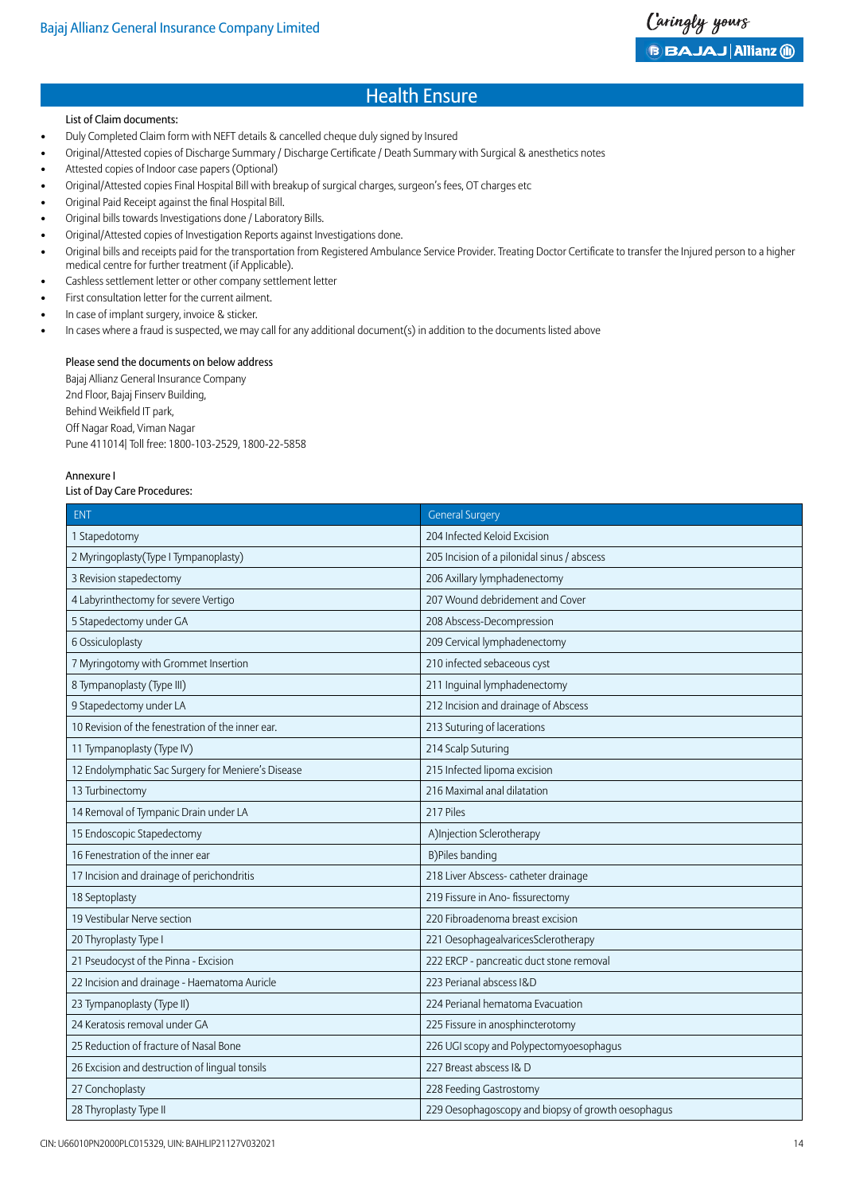## Health Ensure

List of Claim documents:

- Duly Completed Claim form with NEFT details & cancelled cheque duly signed by Insured
- Original/Attested copies of Discharge Summary / Discharge Certificate / Death Summary with Surgical & anesthetics notes
- Attested copies of Indoor case papers (Optional)
- Original/Attested copies Final Hospital Bill with breakup of surgical charges, surgeon's fees, OT charges etc
- Original Paid Receipt against the final Hospital Bill.
- Original bills towards Investigations done / Laboratory Bills.
- Original/Attested copies of Investigation Reports against Investigations done.
- Original bills and receipts paid for the transportation from Registered Ambulance Service Provider. Treating Doctor Certificate to transfer the Injured person to a higher medical centre for further treatment (if Applicable).
- Cashless settlement letter or other company settlement letter
- First consultation letter for the current ailment.
- In case of implant surgery, invoice & sticker.
- In cases where a fraud is suspected, we may call for any additional document(s) in addition to the documents listed above

Please send the documents on below address

Bajaj Allianz General Insurance Company
2nd Floor, Bajaj Finserv Building,
Behind Weikfield IT park,
Off Nagar Road, Viman Nagar
Pune 411014| Toll free: 1800-103-2529, 1800-22-5858

Annexure I

List of Day Care Procedures:

| ENT | General Surgery |
|---|---|
| 1 Stapedotomy | 204 Infected Keloid Excision |
| 2 Myringoplasty(Type I Tympanoplasty) | 205 Incision of a pilonidal sinus / abscess |
| 3 Revision stapedectomy | 206 Axillary lymphadenectomy |
| 4 Labyrinthectomy for severe Vertigo | 207 Wound debridement and Cover |
| 5 Stapedectomy under GA | 208 Abscess-Decompression |
| 6 Ossiculoplasty | 209 Cervical lymphadenectomy |
| 7 Myringotomy with Grommet Insertion | 210 infected sebaceous cyst |
| 8 Tympanoplasty (Type III) | 211 Inguinal lymphadenectomy |
| 9 Stapedectomy under LA | 212 Incision and drainage of Abscess |
| 10 Revision of the fenestration of the inner ear. | 213 Suturing of lacerations |
| 11 Tympanoplasty (Type IV) | 214 Scalp Suturing |
| 12 Endolymphatic Sac Surgery for Meniere's Disease | 215 Infected lipoma excision |
| 13 Turbinectomy | 216 Maximal anal dilatation |
| 14 Removal of Tympanic Drain under LA | 217 Piles |
| 15 Endoscopic Stapedectomy | A)Injection Sclerotherapy |
| 16 Fenestration of the inner ear | B)Piles banding |
| 17 Incision and drainage of perichondritis | 218 Liver Abscess- catheter drainage |
| 18 Septoplasty | 219 Fissure in Ano- fissurectomy |
| 19 Vestibular Nerve section | 220 Fibroadenoma breast excision |
| 20 Thyroplasty Type I | 221 OesophagealvaricesSclerotherapy |
| 21 Pseudocyst of the Pinna - Excision | 222 ERCP - pancreatic duct stone removal |
| 22 Incision and drainage - Haematoma Auricle | 223 Perianal abscess I&D |
| 23 Tympanoplasty (Type II) | 224 Perianal hematoma Evacuation |
| 24 Keratosis removal under GA | 225 Fissure in anosphincterotomy |
| 25 Reduction of fracture of Nasal Bone | 226 UGI scopy and Polypectomyoesophagus |
| 26 Excision and destruction of lingual tonsils | 227 Breast abscess I& D |
| 27 Conchoplasty | 228 Feeding Gastrostomy |
| 28 Thyroplasty Type II | 229 Oesophagoscopy and biopsy of growth oesophagus |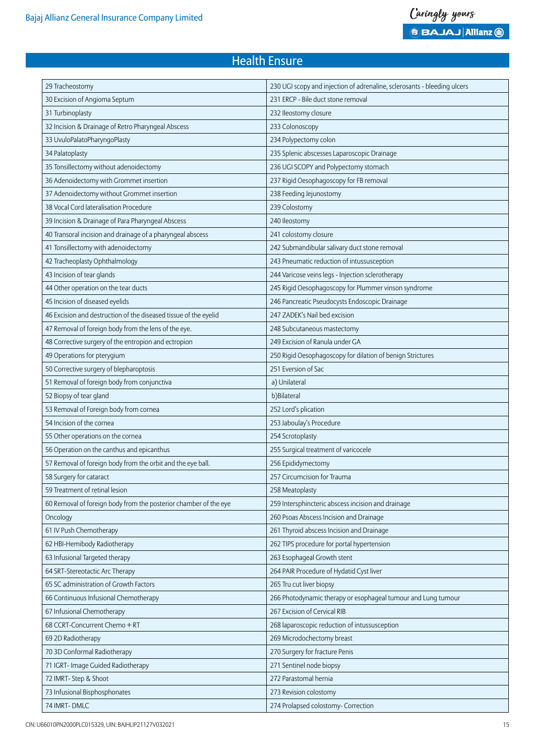## Health Ensure

| | |
|---|---|
| 29 Tracheostomy | 230 UGI scopy and injection of adrenaline, sclerosants - bleeding ulcers |
| 30 Excision of Angioma Septum | 231 ERCP - Bile duct stone removal |
| 31 Turbinoplasty | 232 Ileostomy closure |
| 32 Incision & Drainage of Retro Pharyngeal Abscess | 233 Colonoscopy |
| 33 UvuloPalatoPharyngoPlasty | 234 Polypectomy colon |
| 34 Palatoplasty | 235 Splenic abscesses Laparoscopic Drainage |
| 35 Tonsillectomy without adenoidectomy | 236 UGI SCOPY and Polypectomy stomach |
| 36 Adenoidectomy with Grommet insertion | 237 Rigid Oesophagoscopy for FB removal |
| 37 Adenoidectomy without Grommet insertion | 238 Feeding Jejunostomy |
| 38 Vocal Cord lateralisation Procedure | 239 Colostomy |
| 39 Incision & Drainage of Para Pharyngeal Abscess | 240 Ileostomy |
| 40 Transoral incision and drainage of a pharyngeal abscess | 241 colostomy closure |
| 41 Tonsillectomy with adenoidectomy | 242 Submandibular salivary duct stone removal |
| 42 Tracheoplasty Ophthalmology | 243 Pneumatic reduction of intussusception |
| 43 Incision of tear glands | 244 Varicose veins legs - Injection sclerotherapy |
| 44 Other operation on the tear ducts | 245 Rigid Oesophagoscopy for Plummer vinson syndrome |
| 45 Incision of diseased eyelids | 246 Pancreatic Pseudocysts Endoscopic Drainage |
| 46 Excision and destruction of the diseased tissue of the eyelid | 247 ZADEK's Nail bed excision |
| 47 Removal of foreign body from the lens of the eye. | 248 Subcutaneous mastectomy |
| 48 Corrective surgery of the entropion and ectropion | 249 Excision of Ranula under GA |
| 49 Operations for pterygium | 250 Rigid Oesophagoscopy for dilation of benign Strictures |
| 50 Corrective surgery of blepharoptosis | 251 Eversion of Sac |
| 51 Removal of foreign body from conjunctiva | a) Unilateral |
| 52 Biopsy of tear gland | b)Bilateral |
| 53 Removal of Foreign body from cornea | 252 Lord's plication |
| 54 Incision of the cornea | 253 Jaboulay's Procedure |
| 55 Other operations on the cornea | 254 Scrotoplasty |
| 56 Operation on the canthus and epicanthus | 255 Surgical treatment of varicocele |
| 57 Removal of foreign body from the orbit and the eye ball. | 256 Epididymectomy |
| 58 Surgery for cataract | 257 Circumcision for Trauma |
| 59 Treatment of retinal lesion | 258 Meatoplasty |
| 60 Removal of foreign body from the posterior chamber of the eye | 259 Intersphincteric abscess incision and drainage |
| Oncology | 260 Psoas Abscess Incision and Drainage |
| 61 IV Push Chemotherapy | 261 Thyroid abscess Incision and Drainage |
| 62 HBI-Hemibody Radiotherapy | 262 TIPS procedure for portal hypertension |
| 63 Infusional Targeted therapy | 263 Esophageal Growth stent |
| 64 SRT-Stereotactic Arc Therapy | 264 PAIR Procedure of Hydatid Cyst liver |
| 65 SC administration of Growth Factors | 265 Tru cut liver biopsy |
| 66 Continuous Infusional Chemotherapy | 266 Photodynamic therapy or esophageal tumour and Lung tumour |
| 67 Infusional Chemotherapy | 267 Excision of Cervical RIB |
| 68 CCRT-Concurrent Chemo + RT | 268 laparoscopic reduction of intussusception |
| 69 2D Radiotherapy | 269 Microdochectomy breast |
| 70 3D Conformal Radiotherapy | 270 Surgery for fracture Penis |
| 71 IGRT- Image Guided Radiotherapy | 271 Sentinel node biopsy |
| 72 IMRT- Step & Shoot | 272 Parastomal hernia |
| 73 Infusional Bisphosphonates | 273 Revision colostomy |
| 74 IMRT- DMLC | 274 Prolapsed colostomy- Correction |

CIN: U66010PN2000PLC015329, UIN: BAJHLIP21127V032021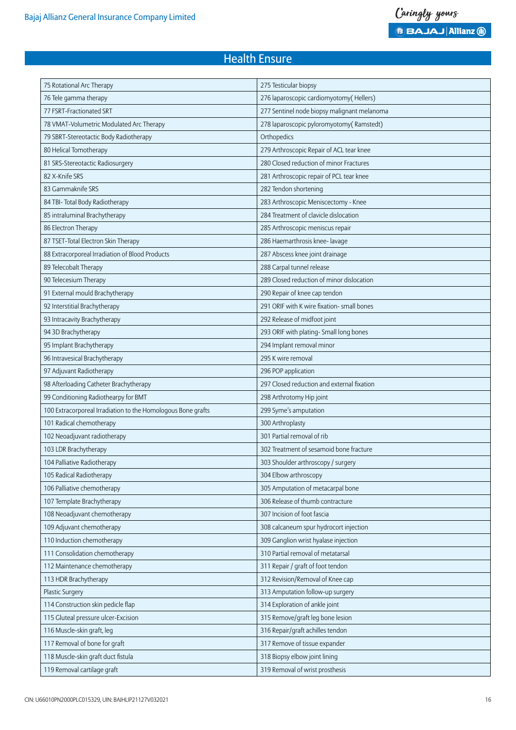# Health Ensure

| 75 Rotational Arc Therapy | 275 Testicular biopsy |
|---|---|
| 76 Tele gamma therapy | 276 laparoscopic cardiomyotomy( Hellers) |
| 77 FSRT-Fractionated SRT | 277 Sentinel node biopsy malignant melanoma |
| 78 VMAT-Volumetric Modulated Arc Therapy | 278 laparoscopic pyloromyotomy( Ramstedt) |
| 79 SBRT-Stereotactic Body Radiotherapy | Orthopedics |
| 80 Helical Tomotherapy | 279 Arthroscopic Repair of ACL tear knee |
| 81 SRS-Stereotactic Radiosurgery | 280 Closed reduction of minor Fractures |
| 82 X-Knife SRS | 281 Arthroscopic repair of PCL tear knee |
| 83 Gammaknife SRS | 282 Tendon shortening |
| 84 TBI- Total Body Radiotherapy | 283 Arthroscopic Meniscectomy - Knee |
| 85 intraluminal Brachytherapy | 284 Treatment of clavicle dislocation |
| 86 Electron Therapy | 285 Arthroscopic meniscus repair |
| 87 TSET-Total Electron Skin Therapy | 286 Haemarthrosis knee- lavage |
| 88 Extracorporeal Irradiation of Blood Products | 287 Abscess knee joint drainage |
| 89 Telecobalt Therapy | 288 Carpal tunnel release |
| 90 Telecesium Therapy | 289 Closed reduction of minor dislocation |
| 91 External mould Brachytherapy | 290 Repair of knee cap tendon |
| 92 Interstitial Brachytherapy | 291 ORIF with K wire fixation- small bones |
| 93 Intracavity Brachytherapy | 292 Release of midfoot joint |
| 94 3D Brachytherapy | 293 ORIF with plating- Small long bones |
| 95 Implant Brachytherapy | 294 Implant removal minor |
| 96 Intravesical Brachytherapy | 295 K wire removal |
| 97 Adjuvant Radiotherapy | 296 POP application |
| 98 Afterloading Catheter Brachytherapy | 297 Closed reduction and external fixation |
| 99 Conditioning Radiothearpy for BMT | 298 Arthrotomy Hip joint |
| 100 Extracorporeal Irradiation to the Homologous Bone grafts | 299 Syme's amputation |
| 101 Radical chemotherapy | 300 Arthroplasty |
| 102 Neoadjuvant radiotherapy | 301 Partial removal of rib |
| 103 LDR Brachytherapy | 302 Treatment of sesamoid bone fracture |
| 104 Palliative Radiotherapy | 303 Shoulder arthroscopy / surgery |
| 105 Radical Radiotherapy | 304 Elbow arthroscopy |
| 106 Palliative chemotherapy | 305 Amputation of metacarpal bone |
| 107 Template Brachytherapy | 306 Release of thumb contracture |
| 108 Neoadjuvant chemotherapy | 307 Incision of foot fascia |
| 109 Adjuvant chemotherapy | 308 calcaneum spur hydrocort injection |
| 110 Induction chemotherapy | 309 Ganglion wrist hyalase injection |
| 111 Consolidation chemotherapy | 310 Partial removal of metatarsal |
| 112 Maintenance chemotherapy | 311 Repair / graft of foot tendon |
| 113 HDR Brachytherapy | 312 Revision/Removal of Knee cap |
| Plastic Surgery | 313 Amputation follow-up surgery |
| 114 Construction skin pedicle flap | 314 Exploration of ankle joint |
| 115 Gluteal pressure ulcer-Excision | 315 Remove/graft leg bone lesion |
| 116 Muscle-skin graft, leg | 316 Repair/graft achilles tendon |
| 117 Removal of bone for graft | 317 Remove of tissue expander |
| 118 Muscle-skin graft duct fistula | 318 Biopsy elbow joint lining |
| 119 Removal cartilage graft | 319 Removal of wrist prosthesis |

CIN: U66010PN2000PLC015329, UIN: BAJHLIP21127V032021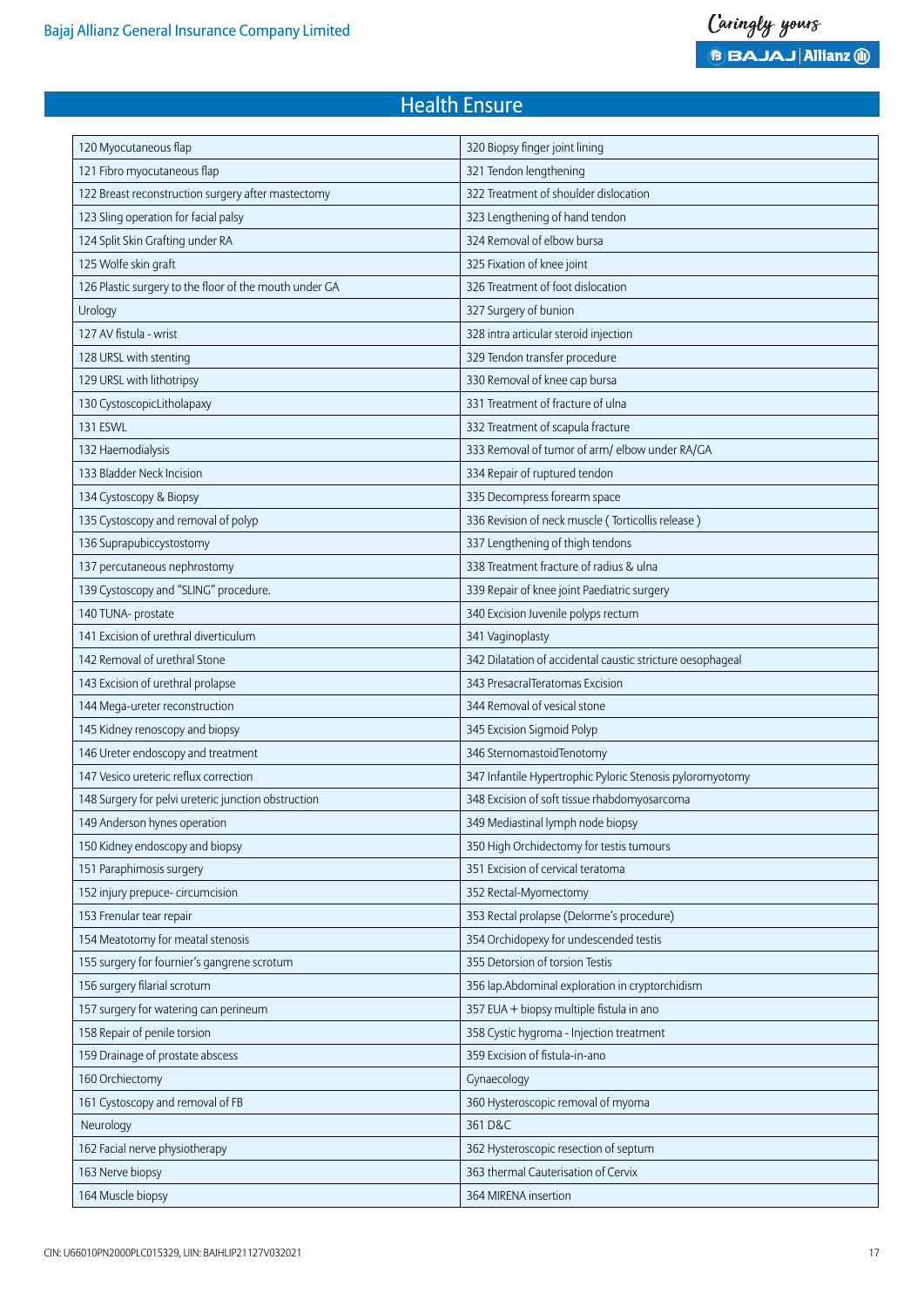## Health Ensure

| | |
|---|---|
| 120 Myocutaneous flap | 320 Biopsy finger joint lining |
| 121 Fibro myocutaneous flap | 321 Tendon lengthening |
| 122 Breast reconstruction surgery after mastectomy | 322 Treatment of shoulder dislocation |
| 123 Sling operation for facial palsy | 323 Lengthening of hand tendon |
| 124 Split Skin Grafting under RA | 324 Removal of elbow bursa |
| 125 Wolfe skin graft | 325 Fixation of knee joint |
| 126 Plastic surgery to the floor of the mouth under GA | 326 Treatment of foot dislocation |
| Urology | 327 Surgery of bunion |
| 127 AV fistula - wrist | 328 intra articular steroid injection |
| 128 URSL with stenting | 329 Tendon transfer procedure |
| 129 URSL with lithotripsy | 330 Removal of knee cap bursa |
| 130 CystoscopicLitholapaxy | 331 Treatment of fracture of ulna |
| 131 ESWL | 332 Treatment of scapula fracture |
| 132 Haemodialysis | 333 Removal of tumor of arm/ elbow under RA/GA |
| 133 Bladder Neck Incision | 334 Repair of ruptured tendon |
| 134 Cystoscopy & Biopsy | 335 Decompress forearm space |
| 135 Cystoscopy and removal of polyp | 336 Revision of neck muscle ( Torticollis release ) |
| 136 Suprapubiccystostomy | 337 Lengthening of thigh tendons |
| 137 percutaneous nephrostomy | 338 Treatment fracture of radius & ulna |
| 139 Cystoscopy and "SLING" procedure. | 339 Repair of knee joint Paediatric surgery |
| 140 TUNA- prostate | 340 Excision Juvenile polyps rectum |
| 141 Excision of urethral diverticulum | 341 Vaginoplasty |
| 142 Removal of urethral Stone | 342 Dilatation of accidental caustic stricture oesophageal |
| 143 Excision of urethral prolapse | 343 PresacralTeratomas Excision |
| 144 Mega-ureter reconstruction | 344 Removal of vesical stone |
| 145 Kidney renoscopy and biopsy | 345 Excision Sigmoid Polyp |
| 146 Ureter endoscopy and treatment | 346 SternomastoidTenotomy |
| 147 Vesico ureteric reflux correction | 347 Infantile Hypertrophic Pyloric Stenosis pyloromyotomy |
| 148 Surgery for pelvi ureteric junction obstruction | 348 Excision of soft tissue rhabdomyosarcoma |
| 149 Anderson hynes operation | 349 Mediastinal lymph node biopsy |
| 150 Kidney endoscopy and biopsy | 350 High Orchidectomy for testis tumours |
| 151 Paraphimosis surgery | 351 Excision of cervical teratoma |
| 152 injury prepuce- circumcision | 352 Rectal-Myomectomy |
| 153 Frenular tear repair | 353 Rectal prolapse (Delorme's procedure) |
| 154 Meatotomy for meatal stenosis | 354 Orchidopexy for undescended testis |
| 155 surgery for fournier's gangrene scrotum | 355 Detorsion of torsion Testis |
| 156 surgery filarial scrotum | 356 lap.Abdominal exploration in cryptorchidism |
| 157 surgery for watering can perineum | 357 EUA + biopsy multiple fistula in ano |
| 158 Repair of penile torsion | 358 Cystic hygroma - Injection treatment |
| 159 Drainage of prostate abscess | 359 Excision of fistula-in-ano |
| 160 Orchiectomy | Gynaecology |
| 161 Cystoscopy and removal of FB | 360 Hysteroscopic removal of myoma |
| Neurology | 361 D&C |
| 162 Facial nerve physiotherapy | 362 Hysteroscopic resection of septum |
| 163 Nerve biopsy | 363 thermal Cauterisation of Cervix |
| 164 Muscle biopsy | 364 MIRENA insertion |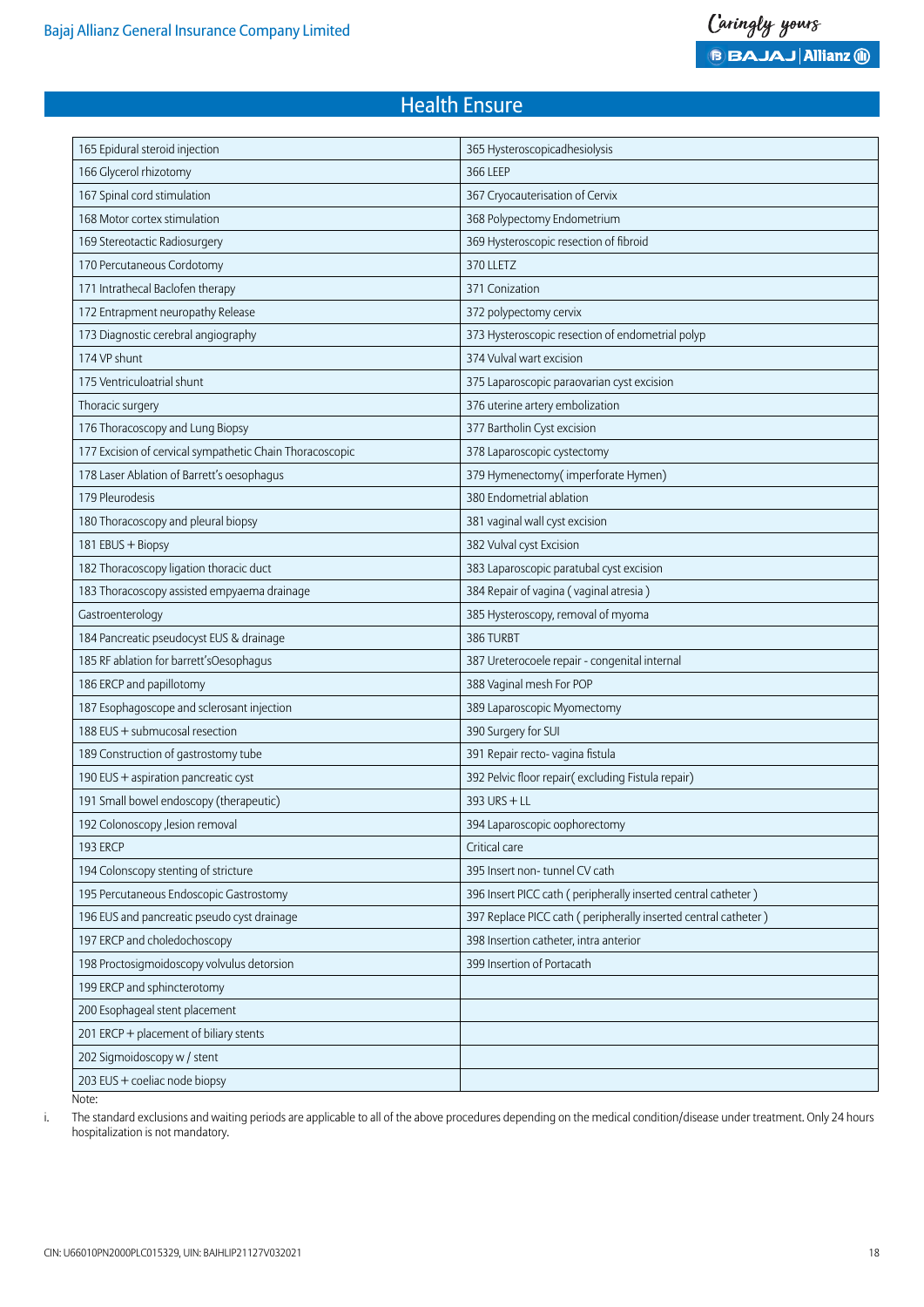## Health Ensure

| | |
|---|---|
| 165 Epidural steroid injection | 365 Hysteroscopicadhesiolysis |
| 166 Glycerol rhizotomy | 366 LEEP |
| 167 Spinal cord stimulation | 367 Cryocauterisation of Cervix |
| 168 Motor cortex stimulation | 368 Polypectomy Endometrium |
| 169 Stereotactic Radiosurgery | 369 Hysteroscopic resection of fibroid |
| 170 Percutaneous Cordotomy | 370 LLETZ |
| 171 Intrathecal Baclofen therapy | 371 Conization |
| 172 Entrapment neuropathy Release | 372 polypectomy cervix |
| 173 Diagnostic cerebral angiography | 373 Hysteroscopic resection of endometrial polyp |
| 174 VP shunt | 374 Vulval wart excision |
| 175 Ventriculoatrial shunt | 375 Laparoscopic paraovarian cyst excision |
| Thoracic surgery | 376 uterine artery embolization |
| 176 Thoracoscopy and Lung Biopsy | 377 Bartholin Cyst excision |
| 177 Excision of cervical sympathetic Chain Thoracoscopic | 378 Laparoscopic cystectomy |
| 178 Laser Ablation of Barrett's oesophagus | 379 Hymenectomy( imperforate Hymen) |
| 179 Pleurodesis | 380 Endometrial ablation |
| 180 Thoracoscopy and pleural biopsy | 381 vaginal wall cyst excision |
| 181 EBUS + Biopsy | 382 Vulval cyst Excision |
| 182 Thoracoscopy ligation thoracic duct | 383 Laparoscopic paratubal cyst excision |
| 183 Thoracoscopy assisted empyaema drainage | 384 Repair of vagina ( vaginal atresia ) |
| Gastroenterology | 385 Hysteroscopy, removal of myoma |
| 184 Pancreatic pseudocyst EUS & drainage | 386 TURBT |
| 185 RF ablation for barrett'sOesophagus | 387 Ureterocoele repair - congenital internal |
| 186 ERCP and papillotomy | 388 Vaginal mesh For POP |
| 187 Esophagoscope and sclerosant injection | 389 Laparoscopic Myomectomy |
| 188 EUS + submucosal resection | 390 Surgery for SUI |
| 189 Construction of gastrostomy tube | 391 Repair recto- vagina fistula |
| 190 EUS + aspiration pancreatic cyst | 392 Pelvic floor repair( excluding Fistula repair) |
| 191 Small bowel endoscopy (therapeutic) | 393 URS + LL |
| 192 Colonoscopy ,lesion removal | 394 Laparoscopic oophorectomy |
| 193 ERCP | Critical care |
| 194 Colonscopy stenting of stricture | 395 Insert non- tunnel CV cath |
| 195 Percutaneous Endoscopic Gastrostomy | 396 Insert PICC cath ( peripherally inserted central catheter ) |
| 196 EUS and pancreatic pseudo cyst drainage | 397 Replace PICC cath ( peripherally inserted central catheter ) |
| 197 ERCP and choledochoscopy | 398 Insertion catheter, intra anterior |
| 198 Proctosigmoidoscopy volvulus detorsion | 399 Insertion of Portacath |
| 199 ERCP and sphincterotomy | |
| 200 Esophageal stent placement | |
| 201 ERCP + placement of biliary stents | |
| 202 Sigmoidoscopy w / stent | |
| 203 EUS + coeliac node biopsy | |

Note:

i. The standard exclusions and waiting periods are applicable to all of the above procedures depending on the medical condition/disease under treatment. Only 24 hours hospitalization is not mandatory.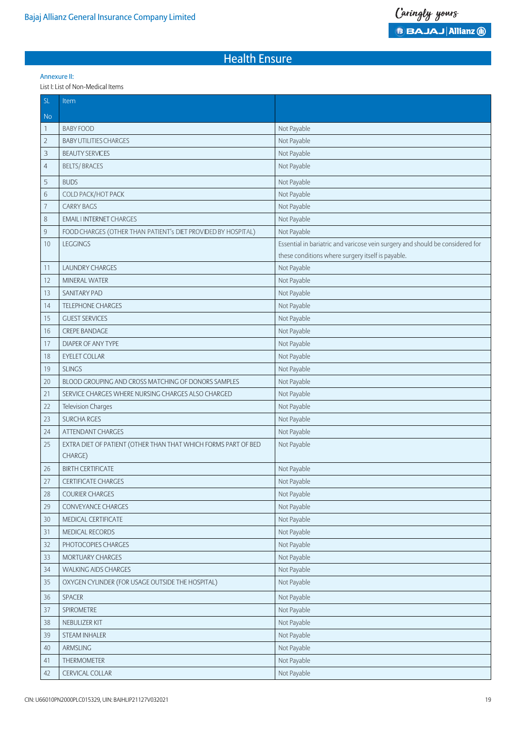## Health Ensure

Annexure II:

List I: List of Non-Medical Items

| SL No | Item | |
|---|---|---|
| 1 | BABY FOOD | Not Payable |
| 2 | BABY UTILITIES CHARGES | Not Payable |
| 3 | BEAUTY SERVICES | Not Payable |
| 4 | BELTS/ BRACES | Not Payable |
| 5 | BUDS | Not Payable |
| 6 | COLD PACK/HOT PACK | Not Payable |
| 7 | CARRY BAGS | Not Payable |
| 8 | EMAIL I INTERNET CHARGES | Not Payable |
| 9 | FOOD CHARGES (OTHER THAN PATIENT's DIET PROVIDED BY HOSPITAL) | Not Payable |
| 10 | LEGGINGS | Essential in bariatric and varicose vein surgery and should be considered for these conditions where surgery itself is payable. |
| 11 | LAUNDRY CHARGES | Not Payable |
| 12 | MINERAL WATER | Not Payable |
| 13 | SANITARY PAD | Not Payable |
| 14 | TELEPHONE CHARGES | Not Payable |
| 15 | GUEST SERVICES | Not Payable |
| 16 | CREPE BANDAGE | Not Payable |
| 17 | DIAPER OF ANY TYPE | Not Payable |
| 18 | EYELET COLLAR | Not Payable |
| 19 | SLINGS | Not Payable |
| 20 | BLOOD GROUPING AND CROSS MATCHING OF DONORS SAMPLES | Not Payable |
| 21 | SERVICE CHARGES WHERE NURSING CHARGES ALSO CHARGED | Not Payable |
| 22 | Television Charges | Not Payable |
| 23 | SURCHA RGES | Not Payable |
| 24 | ATTENDANT CHARGES | Not Payable |
| 25 | EXTRA DIET OF PATIENT (OTHER THAN THAT WHICH FORMS PART OF BED CHARGE) | Not Payable |
| 26 | BIRTH CERTIFICATE | Not Payable |
| 27 | CERTIFICATE CHARGES | Not Payable |
| 28 | COURIER CHARGES | Not Payable |
| 29 | CONVEYANCE CHARGES | Not Payable |
| 30 | MEDICAL CERTIFICATE | Not Payable |
| 31 | MEDICAL RECORDS | Not Payable |
| 32 | PHOTOCOPIES CHARGES | Not Payable |
| 33 | MORTUARY CHARGES | Not Payable |
| 34 | WALKING AIDS CHARGES | Not Payable |
| 35 | OXYGEN CYLINDER (FOR USAGE OUTSIDE THE HOSPITAL) | Not Payable |
| 36 | SPACER | Not Payable |
| 37 | SPIROMETRE | Not Payable |
| 38 | NEBULIZER KIT | Not Payable |
| 39 | STEAM INHALER | Not Payable |
| 40 | ARMSLING | Not Payable |
| 41 | THERMOMETER | Not Payable |
| 42 | CERVICAL COLLAR | Not Payable |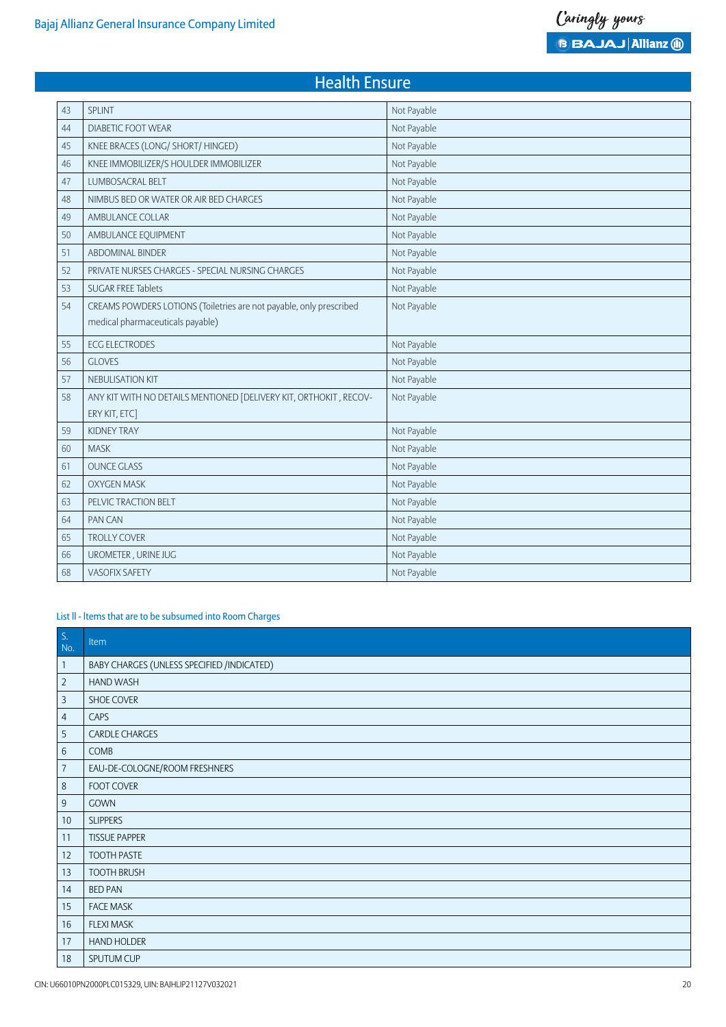## Health Ensure

| | | |
|---|---|---|
| 43 | SPLINT | Not Payable |
| 44 | DIABETIC FOOT WEAR | Not Payable |
| 45 | KNEE BRACES (LONG/ SHORT/ HINGED) | Not Payable |
| 46 | KNEE IMMOBILIZER/S HOULDER IMMOBILIZER | Not Payable |
| 47 | LUMBOSACRAL BELT | Not Payable |
| 48 | NIMBUS BED OR WATER OR AIR BED CHARGES | Not Payable |
| 49 | AMBULANCE COLLAR | Not Payable |
| 50 | AMBULANCE EQUIPMENT | Not Payable |
| 51 | ABDOMINAL BINDER | Not Payable |
| 52 | PRIVATE NURSES CHARGES - SPECIAL NURSING CHARGES | Not Payable |
| 53 | SUGAR FREE Tablets | Not Payable |
| 54 | CREAMS POWDERS LOTIONS (Toiletries are not payable, only prescribed medical pharmaceuticals payable) | Not Payable |
| 55 | ECG ELECTRODES | Not Payable |
| 56 | GLOVES | Not Payable |
| 57 | NEBULISATION KIT | Not Payable |
| 58 | ANY KIT WITH NO DETAILS MENTIONED [DELIVERY KIT, ORTHOKIT , RECOVERY KIT, ETC] | Not Payable |
| 59 | KIDNEY TRAY | Not Payable |
| 60 | MASK | Not Payable |
| 61 | OUNCE GLASS | Not Payable |
| 62 | OXYGEN MASK | Not Payable |
| 63 | PELVIC TRACTION BELT | Not Payable |
| 64 | PAN CAN | Not Payable |
| 65 | TROLLY COVER | Not Payable |
| 66 | UROMETER , URINE JUG | Not Payable |
| 68 | VASOFIX SAFETY | Not Payable |

List ll - Items that are to be subsumed into Room Charges

| S. No. | Item |
|---|---|
| 1 | BABY CHARGES (UNLESS SPECIFIED /INDICATED) |
| 2 | HAND WASH |
| 3 | SHOE COVER |
| 4 | CAPS |
| 5 | CARDLE CHARGES |
| 6 | COMB |
| 7 | EAU-DE-COLOGNE/ROOM FRESHNERS |
| 8 | FOOT COVER |
| 9 | GOWN |
| 10 | SLIPPERS |
| 11 | TISSUE PAPPER |
| 12 | TOOTH PASTE |
| 13 | TOOTH BRUSH |
| 14 | BED PAN |
| 15 | FACE MASK |
| 16 | FLEXI MASK |
| 17 | HAND HOLDER |
| 18 | SPUTUM CUP |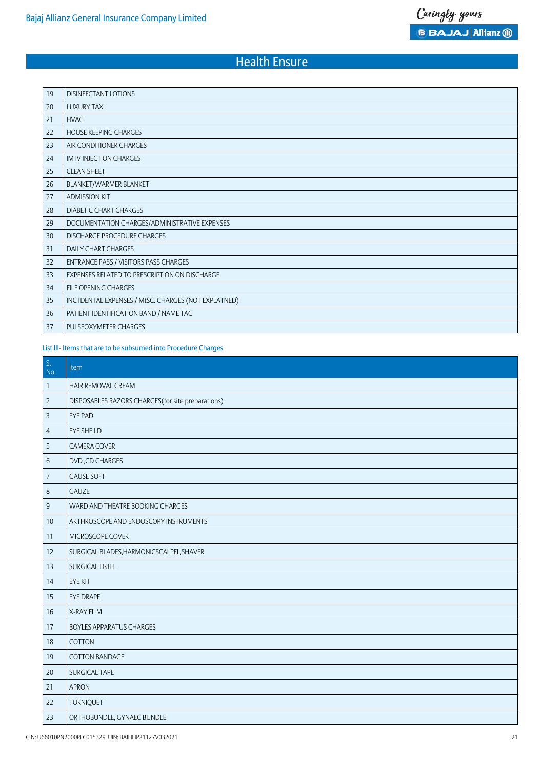| | |
|---|---|
| 19 | DISINEFCTANT LOTIONS |
| 20 | LUXURY TAX |
| 21 | HVAC |
| 22 | HOUSE KEEPING CHARGES |
| 23 | AIR CONDITIONER CHARGES |
| 24 | IM IV INJECTION CHARGES |
| 25 | CLEAN SHEET |
| 26 | BLANKET/WARMER BLANKET |
| 27 | ADMISSION KIT |
| 28 | DIABETIC CHART CHARGES |
| 29 | DOCUMENTATION CHARGES/ADMINISTRATIVE EXPENSES |
| 30 | DISCHARGE PROCEDURE CHARGES |
| 31 | DAILY CHART CHARGES |
| 32 | ENTRANCE PASS / VISITORS PASS CHARGES |
| 33 | EXPENSES RELATED TO PRESCRIPTION ON DISCHARGE |
| 34 | FILE OPENING CHARGES |
| 35 | INCTDENTAL EXPENSES / MtSC. CHARGES (NOT EXPLATNED) |
| 36 | PATIENT IDENTIFICATION BAND / NAME TAG |
| 37 | PULSEOXYMETER CHARGES |

List lll- Items that are to be subsumed into Procedure Charges

| S. No. | Item |
|---|---|
| 1 | HAIR REMOVAL CREAM |
| 2 | DISPOSABLES RAZORS CHARGES(for site preparations) |
| 3 | EYE PAD |
| 4 | EYE SHEILD |
| 5 | CAMERA COVER |
| 6 | DVD ,CD CHARGES |
| 7 | GAUSE SOFT |
| 8 | GAUZE |
| 9 | WARD AND THEATRE BOOKING CHARGES |
| 10 | ARTHROSCOPE AND ENDOSCOPY INSTRUMENTS |
| 11 | MICROSCOPE COVER |
| 12 | SURGICAL BLADES,HARMONICSCALPEL,SHAVER |
| 13 | SURGICAL DRILL |
| 14 | EYE KIT |
| 15 | EYE DRAPE |
| 16 | X-RAY FILM |
| 17 | BOYLES APPARATUS CHARGES |
| 18 | COTTON |
| 19 | COTTON BANDAGE |
| 20 | SURGICAL TAPE |
| 21 | APRON |
| 22 | TORNIQUET |
| 23 | ORTHOBUNDLE, GYNAEC BUNDLE |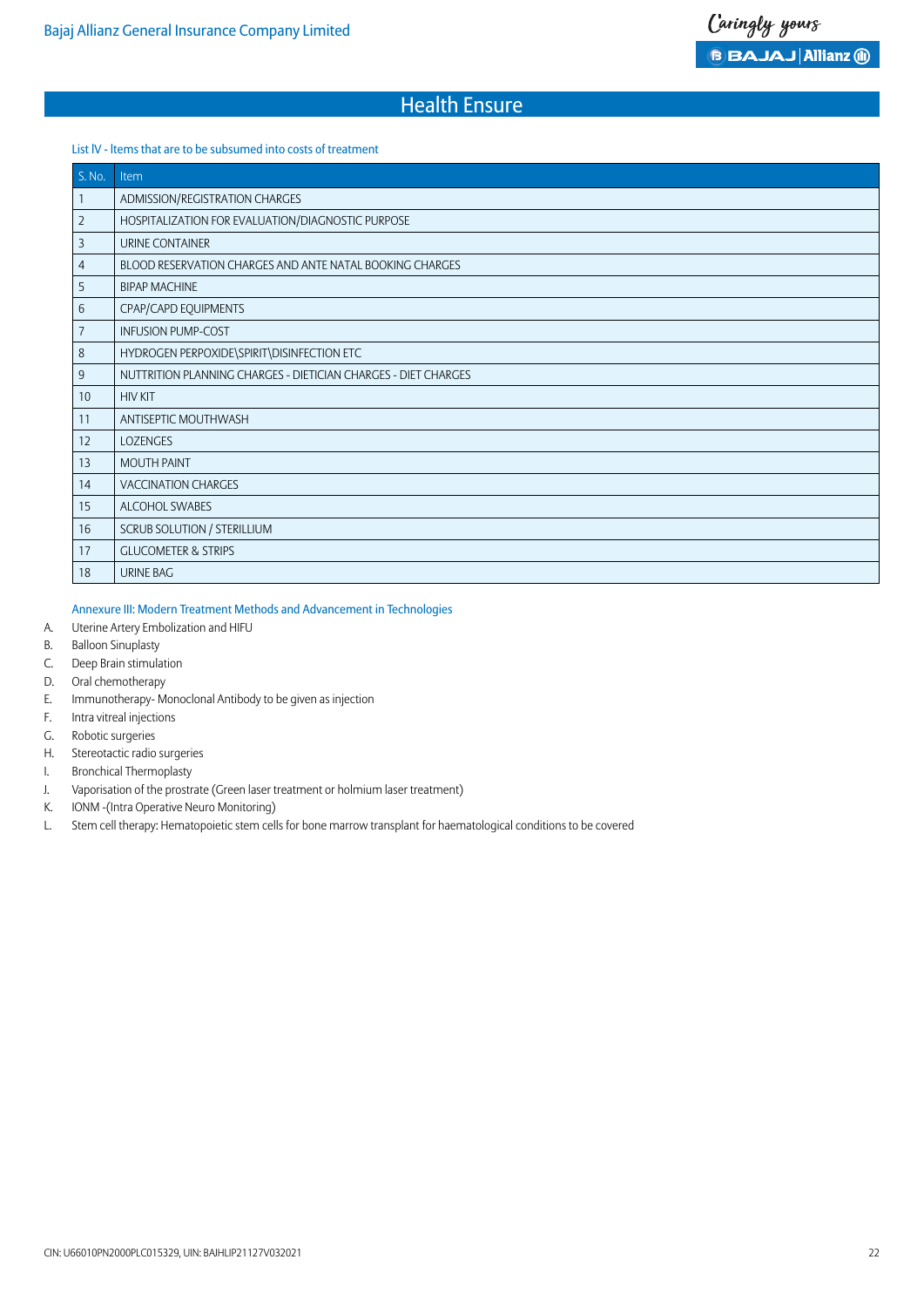## Health Ensure

### List IV - Items that are to be subsumed into costs of treatment

| S. No. | Item |
|---|---|
| 1 | ADMISSION/REGISTRATION CHARGES |
| 2 | HOSPITALIZATION FOR EVALUATION/DIAGNOSTIC PURPOSE |
| 3 | URINE CONTAINER |
| 4 | BLOOD RESERVATION CHARGES AND ANTE NATAL BOOKING CHARGES |
| 5 | BIPAP MACHINE |
| 6 | CPAP/CAPD EQUIPMENTS |
| 7 | INFUSION PUMP-COST |
| 8 | HYDROGEN PERPOXIDE\SPIRIT\DISINFECTION ETC |
| 9 | NUTTRITION PLANNING CHARGES - DIETICIAN CHARGES - DIET CHARGES |
| 10 | HIV KIT |
| 11 | ANTISEPTIC MOUTHWASH |
| 12 | LOZENGES |
| 13 | MOUTH PAINT |
| 14 | VACCINATION CHARGES |
| 15 | ALCOHOL SWABES |
| 16 | SCRUB SOLUTION / STERILLIUM |
| 17 | GLUCOMETER & STRIPS |
| 18 | URINE BAG |

### Annexure III: Modern Treatment Methods and Advancement in Technologies

A. Uterine Artery Embolization and HIFU
B. Balloon Sinuplasty
C. Deep Brain stimulation
D. Oral chemotherapy
E. Immunotherapy- Monoclonal Antibody to be given as injection
F. Intra vitreal injections
G. Robotic surgeries
H. Stereotactic radio surgeries
I. Bronchical Thermoplasty
J. Vaporisation of the prostrate (Green laser treatment or holmium laser treatment)
K. IONM -(Intra Operative Neuro Monitoring)
L. Stem cell therapy: Hematopoietic stem cells for bone marrow transplant for haematological conditions to be covered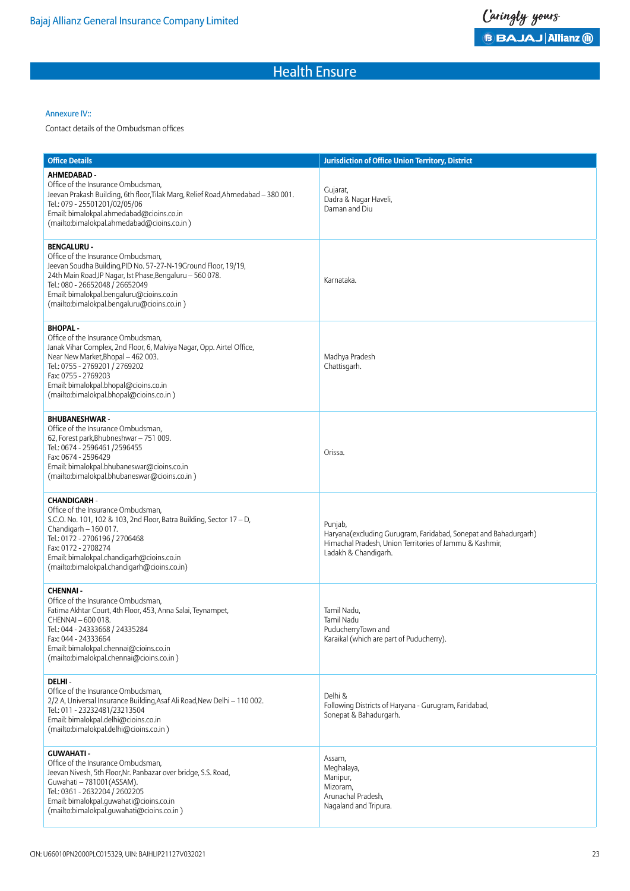Annexure IV::

Contact details of the Ombudsman offices

| Office Details | Jurisdiction of Office Union Territory, District |
|---|---|
| **AHMEDABAD** - Office of the Insurance Ombudsman, Jeevan Prakash Building, 6th floor,Tilak Marg, Relief Road,Ahmedabad – 380 001. Tel.: 079 - 25501201/02/05/06 Email: bimalokpal.ahmedabad@cioins.co.in (mailto:bimalokpal.ahmedabad@cioins.co.in ) | Gujarat, Dadra & Nagar Haveli, Daman and Diu |
| **BENGALURU** - Office of the Insurance Ombudsman, Jeevan Soudha Building,PID No. 57-27-N-19Ground Floor, 19/19, 24th Main Road,JP Nagar, Ist Phase,Bengaluru – 560 078. Tel.: 080 - 26652048 / 26652049 Email: bimalokpal.bengaluru@cioins.co.in (mailto:bimalokpal.bengaluru@cioins.co.in ) | Karnataka. |
| **BHOPAL** - Office of the Insurance Ombudsman, Janak Vihar Complex, 2nd Floor, 6, Malviya Nagar, Opp. Airtel Office, Near New Market,Bhopal – 462 003. Tel.: 0755 - 2769201 / 2769202 Fax: 0755 - 2769203 Email: bimalokpal.bhopal@cioins.co.in (mailto:bimalokpal.bhopal@cioins.co.in ) | Madhya Pradesh Chattisgarh. |
| **BHUBANESHWAR** - Office of the Insurance Ombudsman, 62, Forest park,Bhubneshwar – 751 009. Tel.: 0674 - 2596461 /2596455 Fax: 0674 - 2596429 Email: bimalokpal.bhubaneswar@cioins.co.in (mailto:bimalokpal.bhubaneswar@cioins.co.in ) | Orissa. |
| **CHANDIGARH** - Office of the Insurance Ombudsman, S.C.O. No. 101, 102 & 103, 2nd Floor, Batra Building, Sector 17 – D, Chandigarh – 160 017. Tel.: 0172 - 2706196 / 2706468 Fax: 0172 - 2708274 Email: bimalokpal.chandigarh@cioins.co.in (mailto:bimalokpal.chandigarh@cioins.co.in) | Punjab, Haryana(excluding Gurugram, Faridabad, Sonepat and Bahadurgarh) Himachal Pradesh, Union Territories of Jammu & Kashmir, Ladakh & Chandigarh. |
| **CHENNAI** - Office of the Insurance Ombudsman, Fatima Akhtar Court, 4th Floor, 453, Anna Salai, Teynampet, CHENNAI – 600 018. Tel.: 044 - 24333668 / 24335284 Fax: 044 - 24333664 Email: bimalokpal.chennai@cioins.co.in (mailto:bimalokpal.chennai@cioins.co.in ) | Tamil Nadu, Tamil Nadu PuducherryTown and Karaikal (which are part of Puducherry). |
| **DELHI** - Office of the Insurance Ombudsman, 2/2 A, Universal Insurance Building,Asaf Ali Road,New Delhi – 110 002. Tel.: 011 - 23232481/23213504 Email: bimalokpal.delhi@cioins.co.in (mailto:bimalokpal.delhi@cioins.co.in ) | Delhi & Following Districts of Haryana - Gurugram, Faridabad, Sonepat & Bahadurgarh. |
| **GUWAHATI** - Office of the Insurance Ombudsman, Jeevan Nivesh, 5th Floor,Nr. Panbazar over bridge, S.S. Road, Guwahati – 781001(ASSAM). Tel.: 0361 - 2632204 / 2602205 Email: bimalokpal.guwahati@cioins.co.in (mailto:bimalokpal.guwahati@cioins.co.in ) | Assam, Meghalaya, Manipur, Mizoram, Arunachal Pradesh, Nagaland and Tripura. |

CIN: U66010PN2000PLC015329, UIN: BAJHLIP21127V032021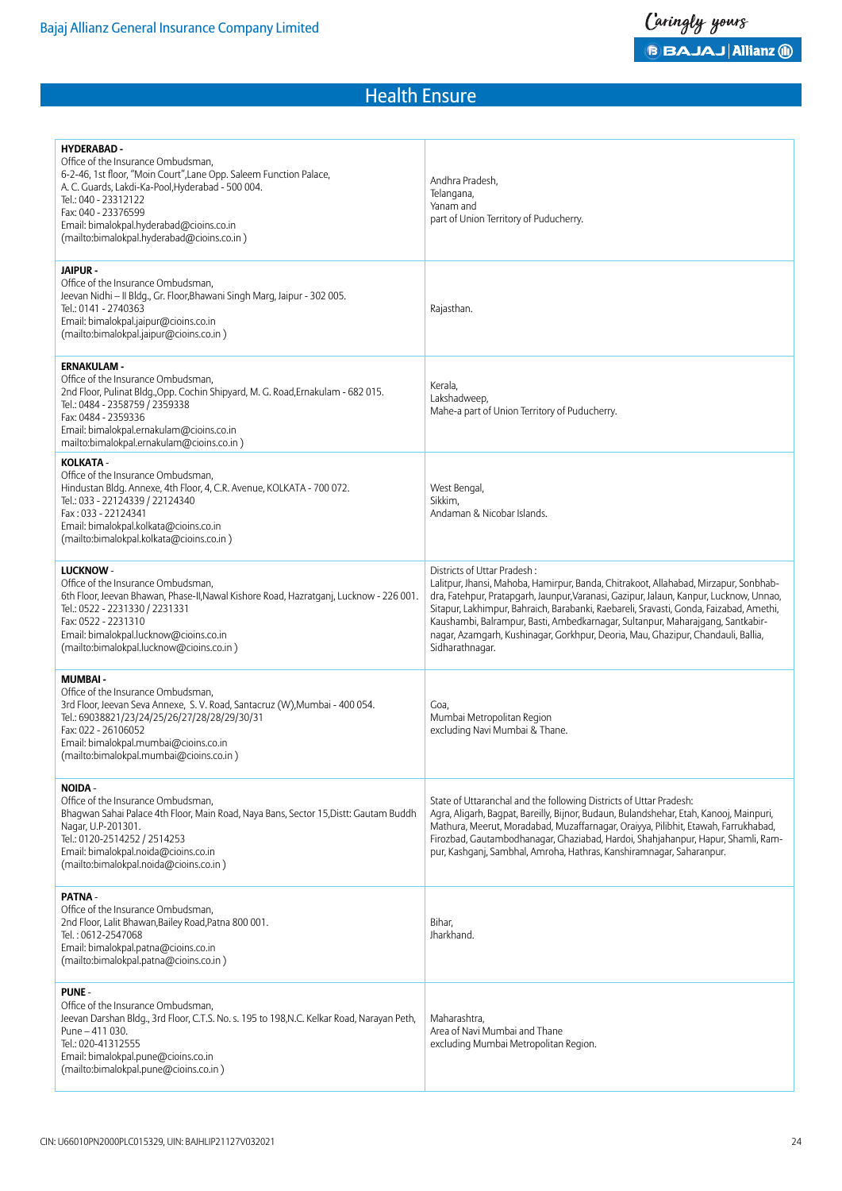# Health Ensure

| | |
|---|---|
| **HYDERABAD -** Office of the Insurance Ombudsman, 6-2-46, 1st floor, "Moin Court",Lane Opp. Saleem Function Palace, A. C. Guards, Lakdi-Ka-Pool,Hyderabad - 500 004. Tel.: 040 - 23312122 Fax: 040 - 23376599 Email: bimalokpal.hyderabad@cioins.co.in (mailto:bimalokpal.hyderabad@cioins.co.in ) | Andhra Pradesh, Telangana, Yanam and part of Union Territory of Puducherry. |
| **JAIPUR -** Office of the Insurance Ombudsman, Jeevan Nidhi – II Bldg., Gr. Floor,Bhawani Singh Marg, Jaipur - 302 005. Tel.: 0141 - 2740363 Email: bimalokpal.jaipur@cioins.co.in (mailto:bimalokpal.jaipur@cioins.co.in ) | Rajasthan. |
| **ERNAKULAM -** Office of the Insurance Ombudsman, 2nd Floor, Pulinat Bldg.,Opp. Cochin Shipyard, M. G. Road,Ernakulam - 682 015. Tel.: 0484 - 2358759 / 2359338 Fax: 0484 - 2359336 Email: bimalokpal.ernakulam@cioins.co.in mailto:bimalokpal.ernakulam@cioins.co.in ) | Kerala, Lakshadweep, Mahe-a part of Union Territory of Puducherry. |
| **KOLKATA** - Office of the Insurance Ombudsman, Hindustan Bldg. Annexe, 4th Floor, 4, C.R. Avenue, KOLKATA - 700 072. Tel.: 033 - 22124339 / 22124340 Fax : 033 - 22124341 Email: bimalokpal.kolkata@cioins.co.in (mailto:bimalokpal.kolkata@cioins.co.in ) | West Bengal, Sikkim, Andaman & Nicobar Islands. |
| **LUCKNOW** - Office of the Insurance Ombudsman, 6th Floor, Jeevan Bhawan, Phase-II,Nawal Kishore Road, Hazratganj, Lucknow - 226 001. Tel.: 0522 - 2231330 / 2231331 Fax: 0522 - 2231310 Email: bimalokpal.lucknow@cioins.co.in (mailto:bimalokpal.lucknow@cioins.co.in ) | Districts of Uttar Pradesh : Lalitpur, Jhansi, Mahoba, Hamirpur, Banda, Chitrakoot, Allahabad, Mirzapur, Sonbhabdra, Fatehpur, Pratapgarh, Jaunpur,Varanasi, Gazipur, Jalaun, Kanpur, Lucknow, Unnao, Sitapur, Lakhimpur, Bahraich, Barabanki, Raebareli, Sravasti, Gonda, Faizabad, Amethi, Kaushambi, Balrampur, Basti, Ambedkarnagar, Sultanpur, Maharajgang, Santkabirnagar, Azamgarh, Kushinagar, Gorkhpur, Deoria, Mau, Ghazipur, Chandauli, Ballia, Sidharathnagar. |
| **MUMBAI -** Office of the Insurance Ombudsman, 3rd Floor, Jeevan Seva Annexe, S. V. Road, Santacruz (W),Mumbai - 400 054. Tel.: 69038821/23/24/25/26/27/28/28/29/30/31 Fax: 022 - 26106052 Email: bimalokpal.mumbai@cioins.co.in (mailto:bimalokpal.mumbai@cioins.co.in ) | Goa, Mumbai Metropolitan Region excluding Navi Mumbai & Thane. |
| **NOIDA** - Office of the Insurance Ombudsman, Bhagwan Sahai Palace 4th Floor, Main Road, Naya Bans, Sector 15,Distt: Gautam Buddh Nagar, U.P-201301. Tel.: 0120-2514252 / 2514253 Email: bimalokpal.noida@cioins.co.in (mailto:bimalokpal.noida@cioins.co.in ) | State of Uttaranchal and the following Districts of Uttar Pradesh: Agra, Aligarh, Bagpat, Bareilly, Bijnor, Budaun, Bulandshehar, Etah, Kanooj, Mainpuri, Mathura, Meerut, Moradabad, Muzaffarnagar, Oraiyya, Pilibhit, Etawah, Farrukhabad, Firozbad, Gautambodhanagar, Ghaziabad, Hardoi, Shahjahanpur, Hapur, Shamli, Rampur, Kashganj, Sambhal, Amroha, Hathras, Kanshiramnagar, Saharanpur. |
| **PATNA** - Office of the Insurance Ombudsman, 2nd Floor, Lalit Bhawan,Bailey Road,Patna 800 001. Tel. : 0612-2547068 Email: bimalokpal.patna@cioins.co.in (mailto:bimalokpal.patna@cioins.co.in ) | Bihar, Jharkhand. |
| **PUNE** - Office of the Insurance Ombudsman, Jeevan Darshan Bldg., 3rd Floor, C.T.S. No. s. 195 to 198,N.C. Kelkar Road, Narayan Peth, Pune – 411 030. Tel.: 020-41312555 Email: bimalokpal.pune@cioins.co.in (mailto:bimalokpal.pune@cioins.co.in ) | Maharashtra, Area of Navi Mumbai and Thane excluding Mumbai Metropolitan Region. |

CIN: U66010PN2000PLC015329, UIN: BAJHLIP21127V032021